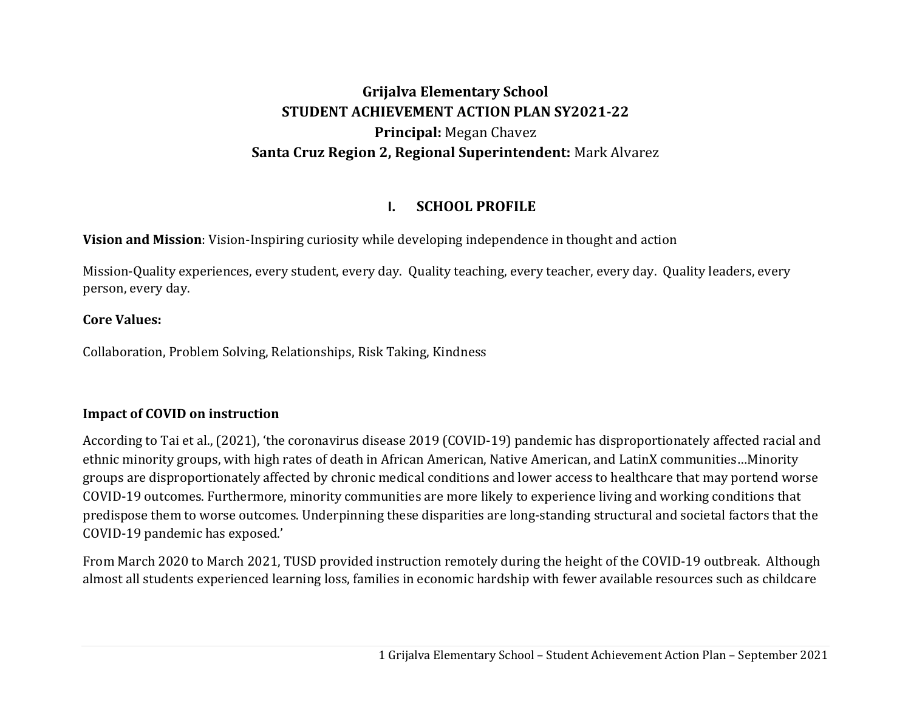# Grijalva Elementary School
# STUDENT ACHIEVEMENT ACTION PLAN SY2021-22
**Principal:** Megan Chavez

**Santa Cruz Region 2, Regional Superintendent:** Mark Alvarez

## I. SCHOOL PROFILE

**Vision and Mission**: Vision-Inspiring curiosity while developing independence in thought and action

Mission-Quality experiences, every student, every day. Quality teaching, every teacher, every day. Quality leaders, every person, every day.

**Core Values:**

Collaboration, Problem Solving, Relationships, Risk Taking, Kindness

**Impact of COVID on instruction**

According to Tai et al., (2021), 'the coronavirus disease 2019 (COVID-19) pandemic has disproportionately affected racial and ethnic minority groups, with high rates of death in African American, Native American, and LatinX communities…Minority groups are disproportionately affected by chronic medical conditions and lower access to healthcare that may portend worse COVID-19 outcomes. Furthermore, minority communities are more likely to experience living and working conditions that predispose them to worse outcomes. Underpinning these disparities are long-standing structural and societal factors that the COVID-19 pandemic has exposed.'

From March 2020 to March 2021, TUSD provided instruction remotely during the height of the COVID-19 outbreak. Although almost all students experienced learning loss, families in economic hardship with fewer available resources such as childcare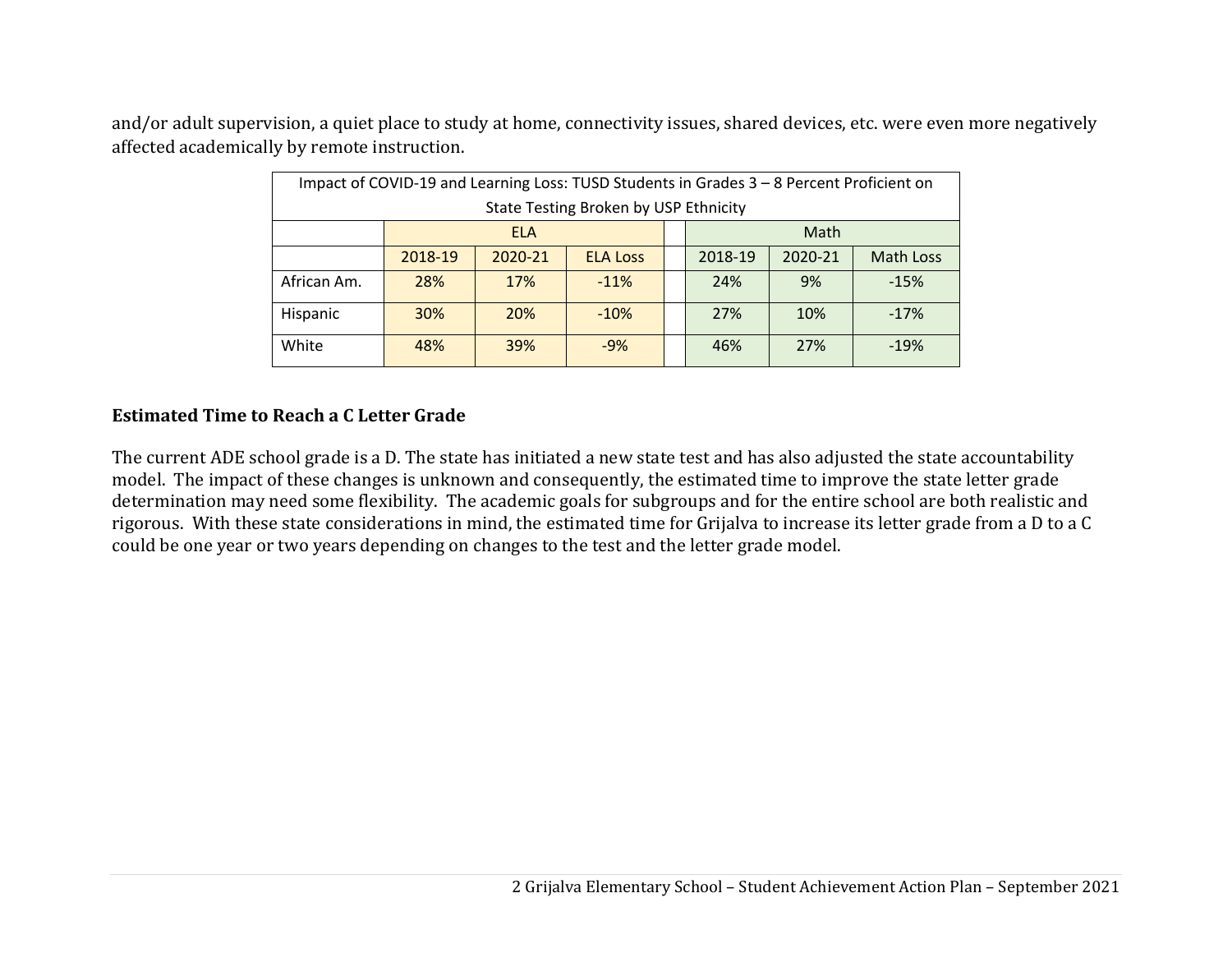and/or adult supervision, a quiet place to study at home, connectivity issues, shared devices, etc. were even more negatively affected academically by remote instruction.

| Impact of COVID-19 and Learning Loss: TUSD Students in Grades 3 – 8 Percent Proficient on State Testing Broken by USP Ethnicity | | | | | | | |
|---|---|---|---|---|---|---|---|
| | ELA | | | | Math | | |
| | 2018-19 | 2020-21 | ELA Loss | | 2018-19 | 2020-21 | Math Loss |
| African Am. | 28% | 17% | -11% | | 24% | 9% | -15% |
| Hispanic | 30% | 20% | -10% | | 27% | 10% | -17% |
| White | 48% | 39% | -9% | | 46% | 27% | -19% |

**Estimated Time to Reach a C Letter Grade**

The current ADE school grade is a D. The state has initiated a new state test and has also adjusted the state accountability model. The impact of these changes is unknown and consequently, the estimated time to improve the state letter grade determination may need some flexibility. The academic goals for subgroups and for the entire school are both realistic and rigorous. With these state considerations in mind, the estimated time for Grijalva to increase its letter grade from a D to a C could be one year or two years depending on changes to the test and the letter grade model.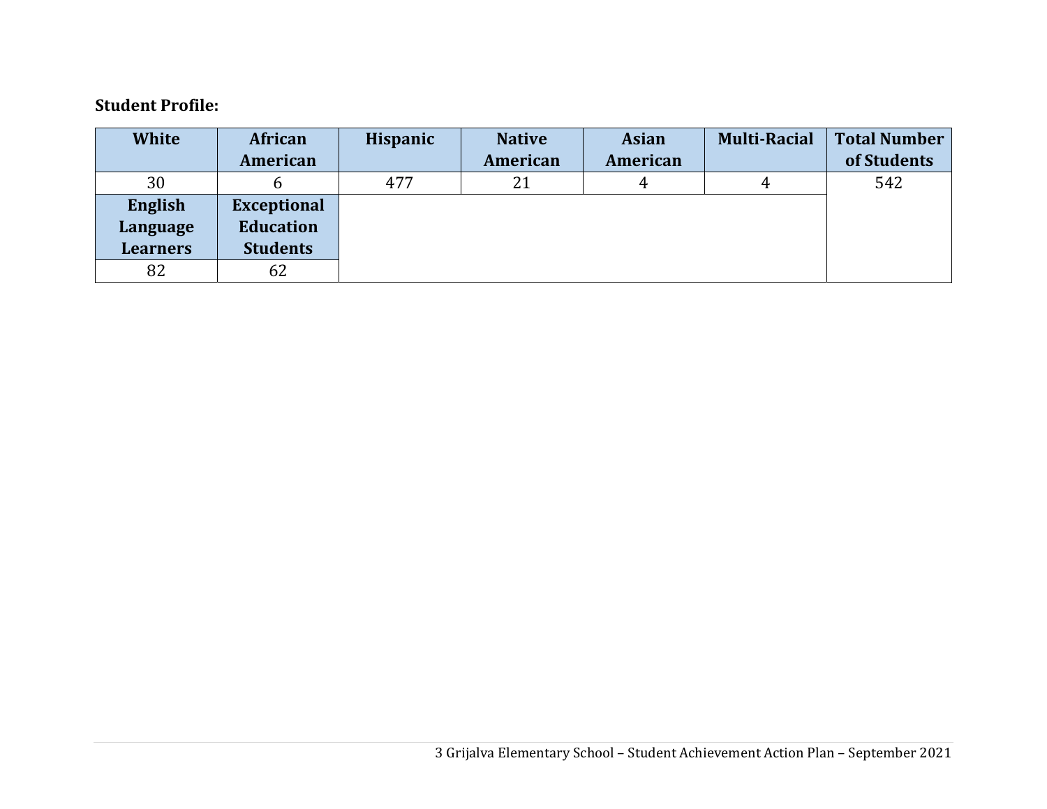**Student Profile:**

| White | African American | Hispanic | Native American | Asian American | Multi-Racial | Total Number of Students |
|---|---|---|---|---|---|---|
| 30 | 6 | 477 | 21 | 4 | 4 | 542 |
| **English Language Learners** | **Exceptional Education Students** | | | | | |
| 82 | 62 | | | | | |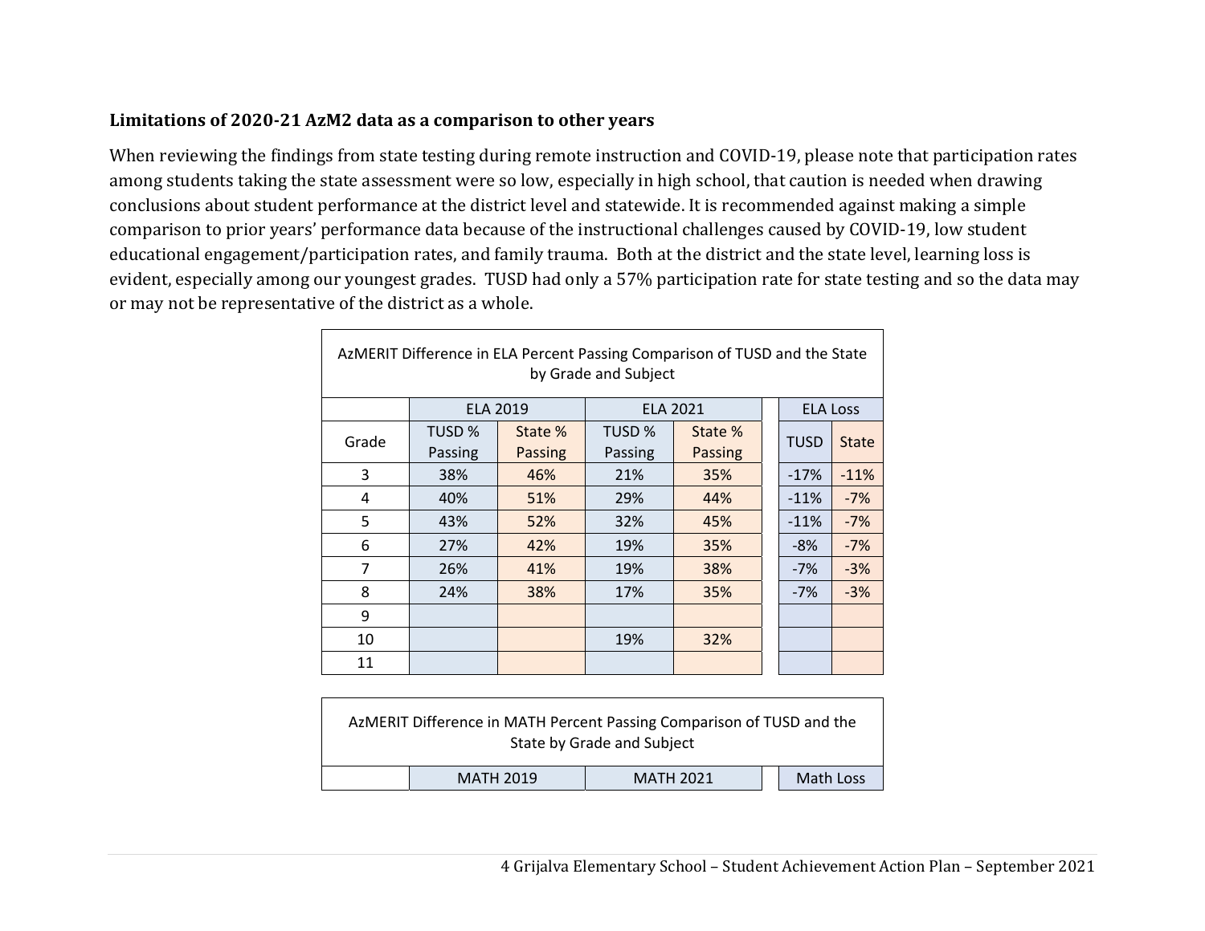**Limitations of 2020-21 AzM2 data as a comparison to other years**

When reviewing the findings from state testing during remote instruction and COVID-19, please note that participation rates among students taking the state assessment were so low, especially in high school, that caution is needed when drawing conclusions about student performance at the district level and statewide. It is recommended against making a simple comparison to prior years' performance data because of the instructional challenges caused by COVID-19, low student educational engagement/participation rates, and family trauma. Both at the district and the state level, learning loss is evident, especially among our youngest grades. TUSD had only a 57% participation rate for state testing and so the data may or may not be representative of the district as a whole.

AzMERIT Difference in ELA Percent Passing Comparison of TUSD and the State by Grade and Subject

| | ELA 2019 | | ELA 2021 | | ELA Loss | |
|---|---|---|---|---|---|---|
| Grade | TUSD % Passing | State % Passing | TUSD % Passing | State % Passing | TUSD | State |
| 3 | 38% | 46% | 21% | 35% | -17% | -11% |
| 4 | 40% | 51% | 29% | 44% | -11% | -7% |
| 5 | 43% | 52% | 32% | 45% | -11% | -7% |
| 6 | 27% | 42% | 19% | 35% | -8% | -7% |
| 7 | 26% | 41% | 19% | 38% | -7% | -3% |
| 8 | 24% | 38% | 17% | 35% | -7% | -3% |
| 9 | | | | | | |
| 10 | | | 19% | 32% | | |
| 11 | | | | | | |

AzMERIT Difference in MATH Percent Passing Comparison of TUSD and the State by Grade and Subject

| | MATH 2019 | | MATH 2021 | | Math Loss | |
|---|---|---|---|---|---|---|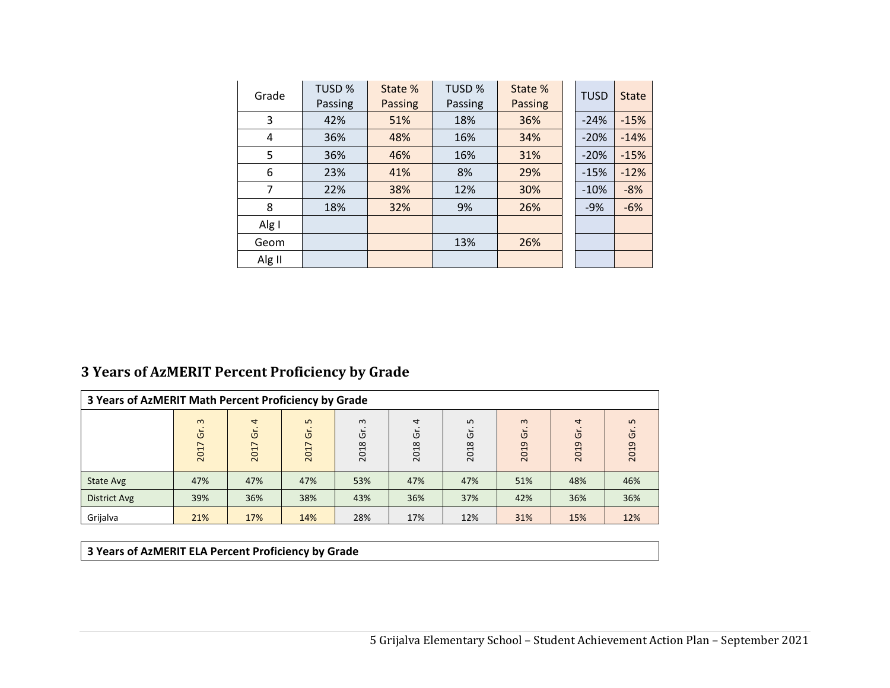| Grade | TUSD % Passing | State % Passing | TUSD % Passing | State % Passing | | TUSD | State |
|---|---|---|---|---|---|---|---|
| 3 | 42% | 51% | 18% | 36% | | -24% | -15% |
| 4 | 36% | 48% | 16% | 34% | | -20% | -14% |
| 5 | 36% | 46% | 16% | 31% | | -20% | -15% |
| 6 | 23% | 41% | 8% | 29% | | -15% | -12% |
| 7 | 22% | 38% | 12% | 30% | | -10% | -8% |
| 8 | 18% | 32% | 9% | 26% | | -9% | -6% |
| Alg I | | | | | | | |
| Geom | | | 13% | 26% | | | |
| Alg II | | | | | | | |

## 3 Years of AzMERIT Percent Proficiency by Grade

| 3 Years of AzMERIT Math Percent Proficiency by Grade | | | | | | | | | |
|---|---|---|---|---|---|---|---|---|---|
| | 2017 Gr. 3 | 2017 Gr. 4 | 2017 Gr. 5 | 2018 Gr. 3 | 2018 Gr. 4 | 2018 Gr. 5 | 2019 Gr. 3 | 2019 Gr. 4 | 2019 Gr. 5 |
| State Avg | 47% | 47% | 47% | 53% | 47% | 47% | 51% | 48% | 46% |
| District Avg | 39% | 36% | 38% | 43% | 36% | 37% | 42% | 36% | 36% |
| Grijalva | 21% | 17% | 14% | 28% | 17% | 12% | 31% | 15% | 12% |

| 3 Years of AzMERIT ELA Percent Proficiency by Grade |
|---|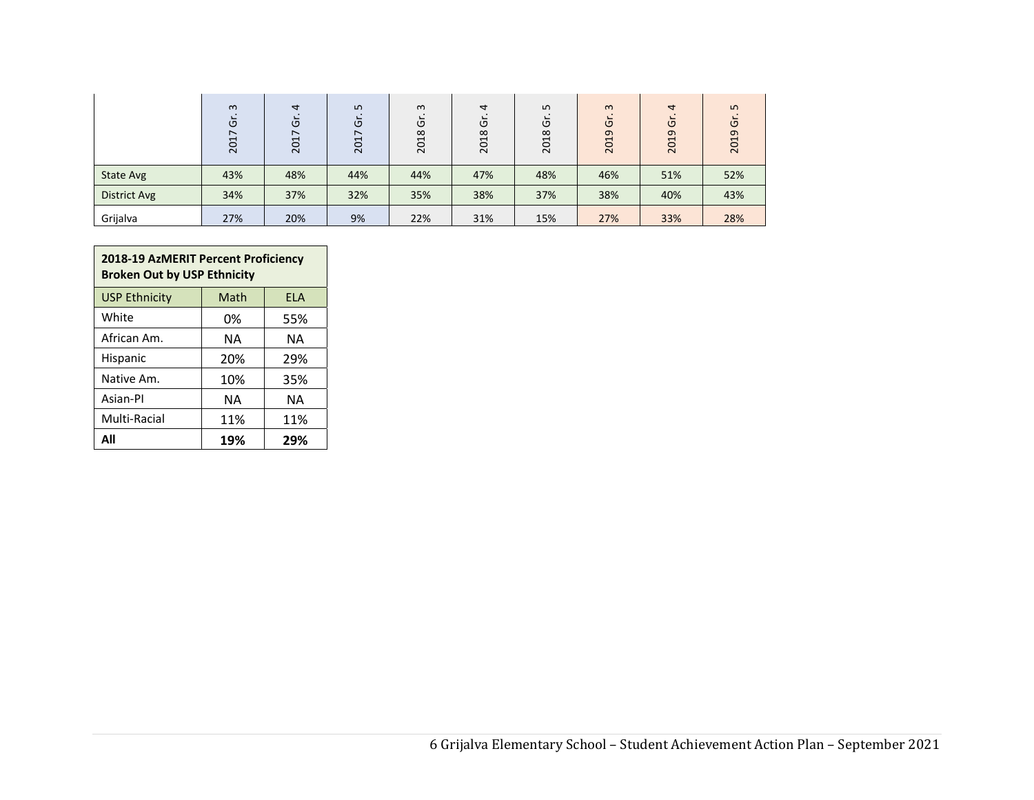| | 2017 Gr. 3 | 2017 Gr. 4 | 2017 Gr. 5 | 2018 Gr. 3 | 2018 Gr. 4 | 2018 Gr. 5 | 2019 Gr. 3 | 2019 Gr. 4 | 2019 Gr. 5 |
|---|---|---|---|---|---|---|---|---|---|
| State Avg | 43% | 48% | 44% | 44% | 47% | 48% | 46% | 51% | 52% |
| District Avg | 34% | 37% | 32% | 35% | 38% | 37% | 38% | 40% | 43% |
| Grijalva | 27% | 20% | 9% | 22% | 31% | 15% | 27% | 33% | 28% |

| **2018-19 AzMERIT Percent Proficiency Broken Out by USP Ethnicity** | | |
|---|---|---|
| USP Ethnicity | Math | ELA |
| White | 0% | 55% |
| African Am. | NA | NA |
| Hispanic | 20% | 29% |
| Native Am. | 10% | 35% |
| Asian-PI | NA | NA |
| Multi-Racial | 11% | 11% |
| **All** | **19%** | **29%** |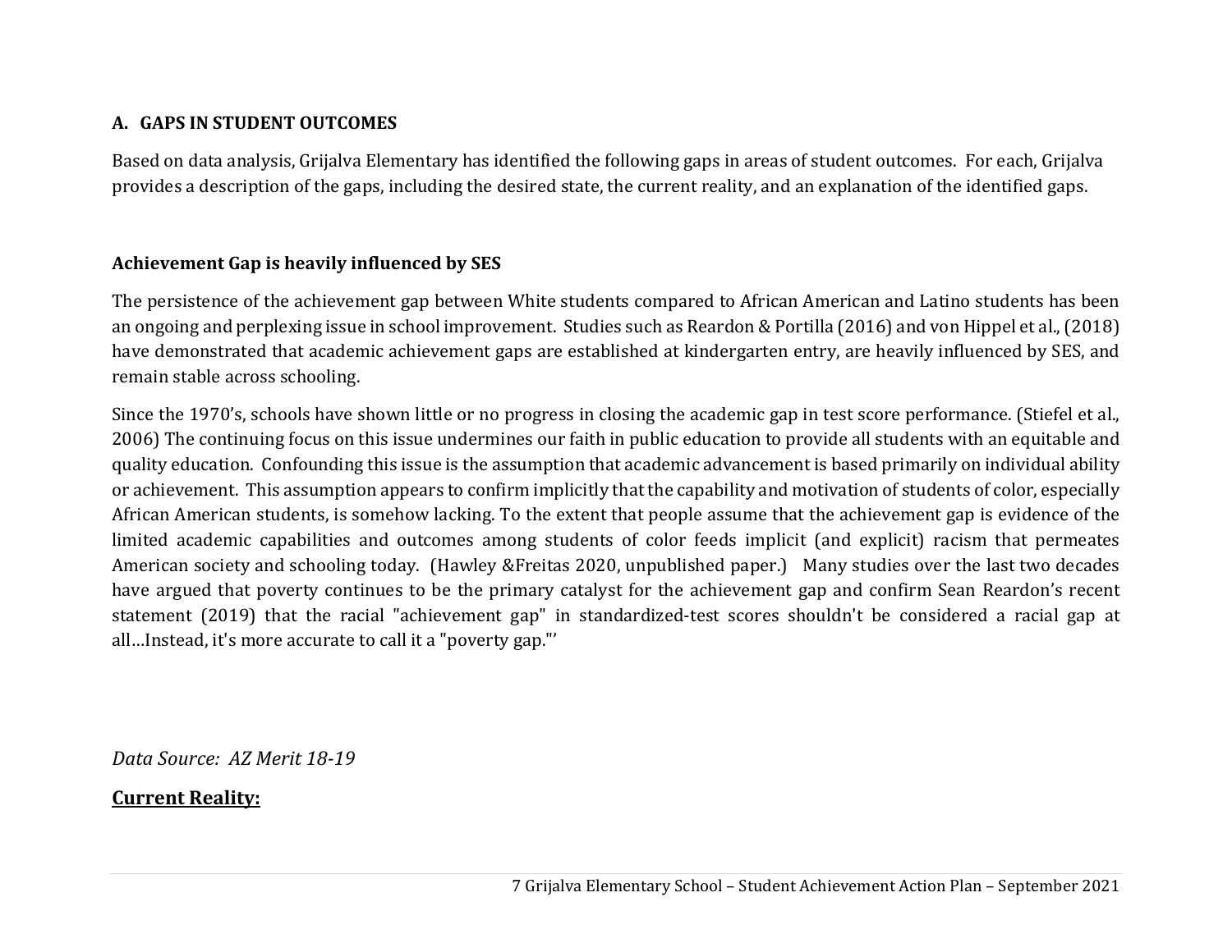### A. GAPS IN STUDENT OUTCOMES

Based on data analysis, Grijalva Elementary has identified the following gaps in areas of student outcomes. For each, Grijalva provides a description of the gaps, including the desired state, the current reality, and an explanation of the identified gaps.

**Achievement Gap is heavily influenced by SES**

The persistence of the achievement gap between White students compared to African American and Latino students has been an ongoing and perplexing issue in school improvement. Studies such as Reardon & Portilla (2016) and von Hippel et al., (2018) have demonstrated that academic achievement gaps are established at kindergarten entry, are heavily influenced by SES, and remain stable across schooling.

Since the 1970's, schools have shown little or no progress in closing the academic gap in test score performance. (Stiefel et al., 2006) The continuing focus on this issue undermines our faith in public education to provide all students with an equitable and quality education. Confounding this issue is the assumption that academic advancement is based primarily on individual ability or achievement. This assumption appears to confirm implicitly that the capability and motivation of students of color, especially African American students, is somehow lacking. To the extent that people assume that the achievement gap is evidence of the limited academic capabilities and outcomes among students of color feeds implicit (and explicit) racism that permeates American society and schooling today. (Hawley &Freitas 2020, unpublished paper.) Many studies over the last two decades have argued that poverty continues to be the primary catalyst for the achievement gap and confirm Sean Reardon's recent statement (2019) that the racial "achievement gap" in standardized-test scores shouldn't be considered a racial gap at all…Instead, it's more accurate to call it a "poverty gap."'

*Data Source: AZ Merit 18-19*

<u>**Current Reality:**</u>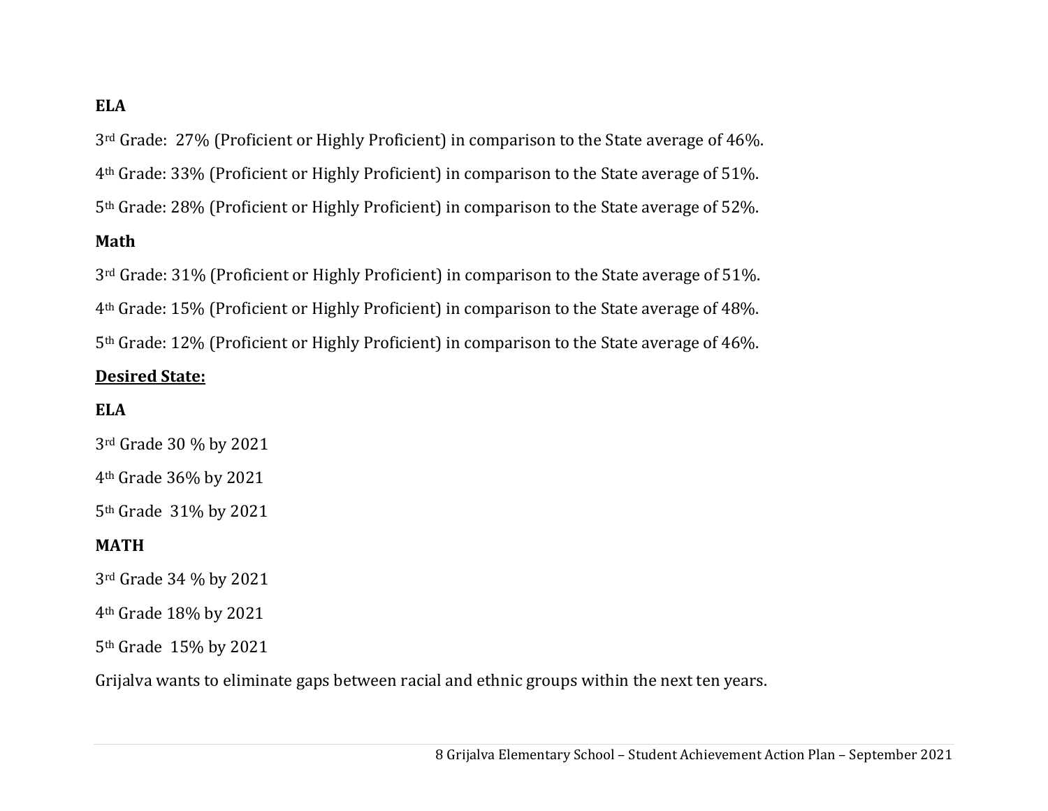**ELA**

3rd Grade:  27% (Proficient or Highly Proficient) in comparison to the State average of 46%.

4th Grade: 33% (Proficient or Highly Proficient) in comparison to the State average of 51%.

5th Grade: 28% (Proficient or Highly Proficient) in comparison to the State average of 52%.

**Math**

3rd Grade: 31% (Proficient or Highly Proficient) in comparison to the State average of 51%.

4th Grade: 15% (Proficient or Highly Proficient) in comparison to the State average of 48%.

5th Grade: 12% (Proficient or Highly Proficient) in comparison to the State average of 46%.

**Desired State:**

**ELA**

3rd Grade 30 % by 2021

4th Grade 36% by 2021

5th Grade  31% by 2021

**MATH**

3rd Grade 34 % by 2021

4th Grade 18% by 2021

5th Grade  15% by 2021

Grijalva wants to eliminate gaps between racial and ethnic groups within the next ten years.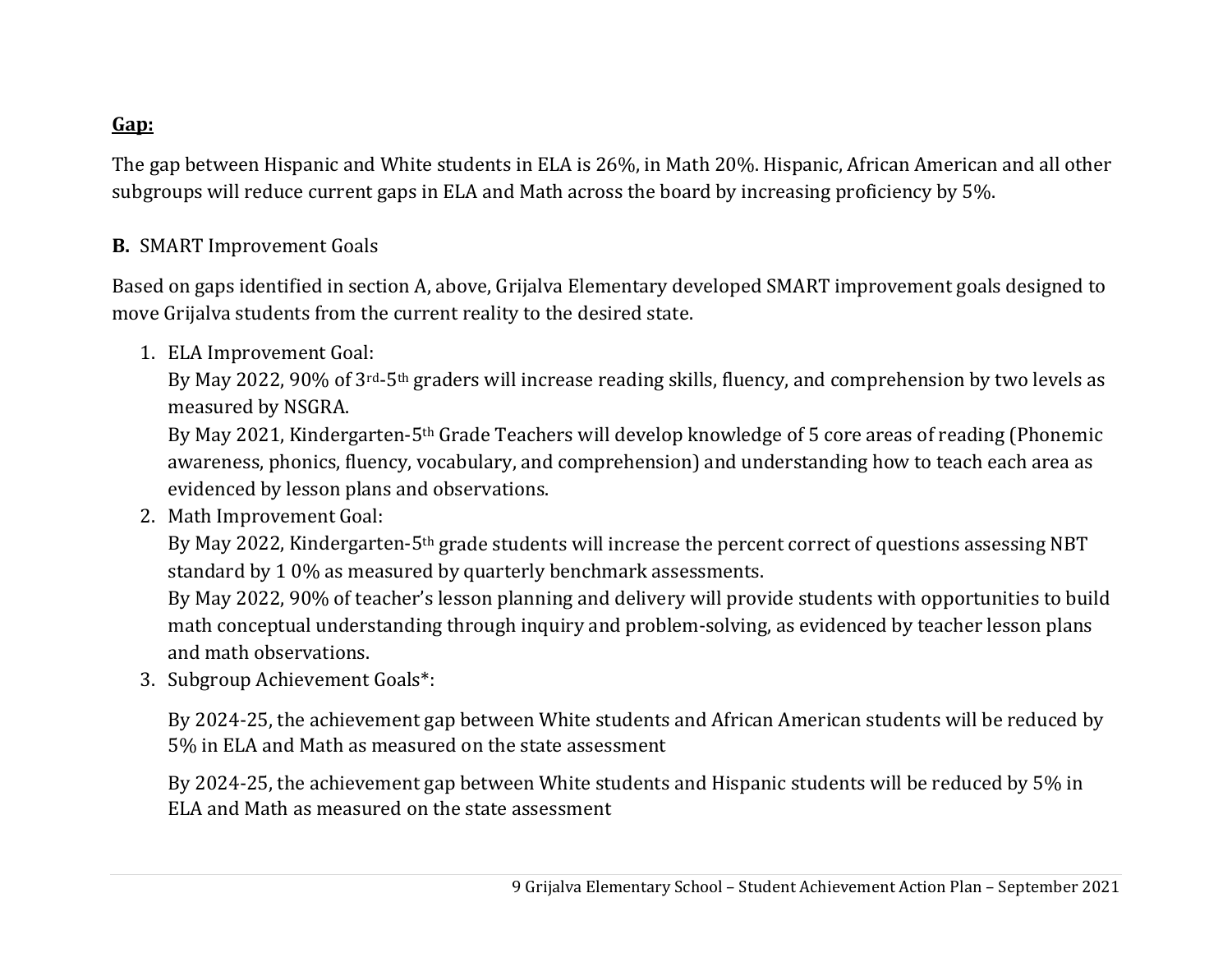**Gap:**

The gap between Hispanic and White students in ELA is 26%, in Math 20%. Hispanic, African American and all other subgroups will reduce current gaps in ELA and Math across the board by increasing proficiency by 5%.

**B.** SMART Improvement Goals

Based on gaps identified in section A, above, Grijalva Elementary developed SMART improvement goals designed to move Grijalva students from the current reality to the desired state.

1. ELA Improvement Goal:
   By May 2022, 90% of 3rd-5th graders will increase reading skills, fluency, and comprehension by two levels as measured by NSGRA.
   By May 2021, Kindergarten-5th Grade Teachers will develop knowledge of 5 core areas of reading (Phonemic awareness, phonics, fluency, vocabulary, and comprehension) and understanding how to teach each area as evidenced by lesson plans and observations.
2. Math Improvement Goal:
   By May 2022, Kindergarten-5th grade students will increase the percent correct of questions assessing NBT standard by 1 0% as measured by quarterly benchmark assessments.
   By May 2022, 90% of teacher's lesson planning and delivery will provide students with opportunities to build math conceptual understanding through inquiry and problem-solving, as evidenced by teacher lesson plans and math observations.
3. Subgroup Achievement Goals*:

   By 2024-25, the achievement gap between White students and African American students will be reduced by 5% in ELA and Math as measured on the state assessment

   By 2024-25, the achievement gap between White students and Hispanic students will be reduced by 5% in ELA and Math as measured on the state assessment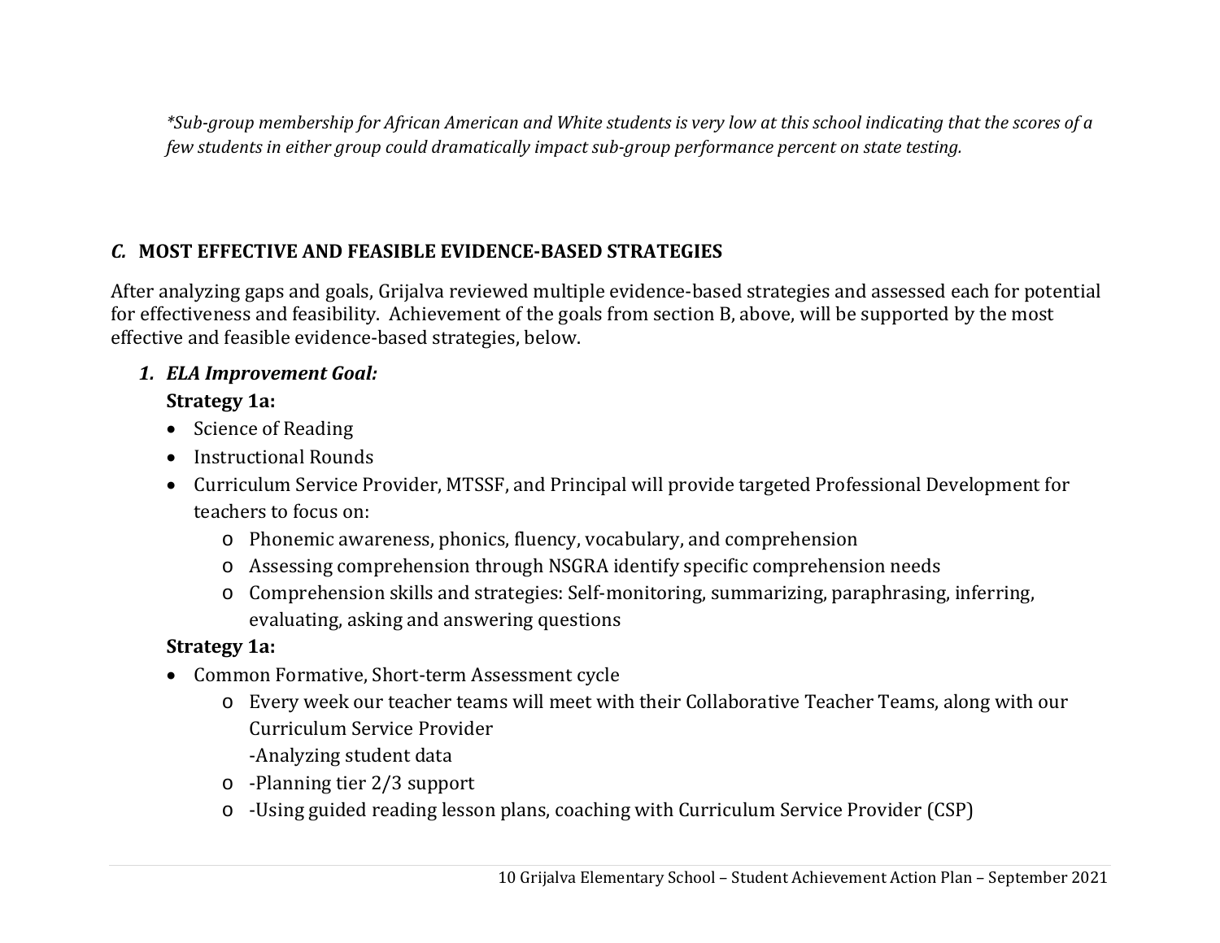*\*Sub-group membership for African American and White students is very low at this school indicating that the scores of a few students in either group could dramatically impact sub-group performance percent on state testing.*

## *C.* MOST EFFECTIVE AND FEASIBLE EVIDENCE-BASED STRATEGIES

After analyzing gaps and goals, Grijalva reviewed multiple evidence-based strategies and assessed each for potential for effectiveness and feasibility. Achievement of the goals from section B, above, will be supported by the most effective and feasible evidence-based strategies, below.

1. ***ELA Improvement Goal:***

   **Strategy 1a:**

   - Science of Reading
   - Instructional Rounds
   - Curriculum Service Provider, MTSSF, and Principal will provide targeted Professional Development for teachers to focus on:
     - Phonemic awareness, phonics, fluency, vocabulary, and comprehension
     - Assessing comprehension through NSGRA identify specific comprehension needs
     - Comprehension skills and strategies: Self-monitoring, summarizing, paraphrasing, inferring, evaluating, asking and answering questions

   **Strategy 1a:**

   - Common Formative, Short-term Assessment cycle
     - Every week our teacher teams will meet with their Collaborative Teacher Teams, along with our Curriculum Service Provider
       -Analyzing student data
     - -Planning tier 2/3 support
     - -Using guided reading lesson plans, coaching with Curriculum Service Provider (CSP)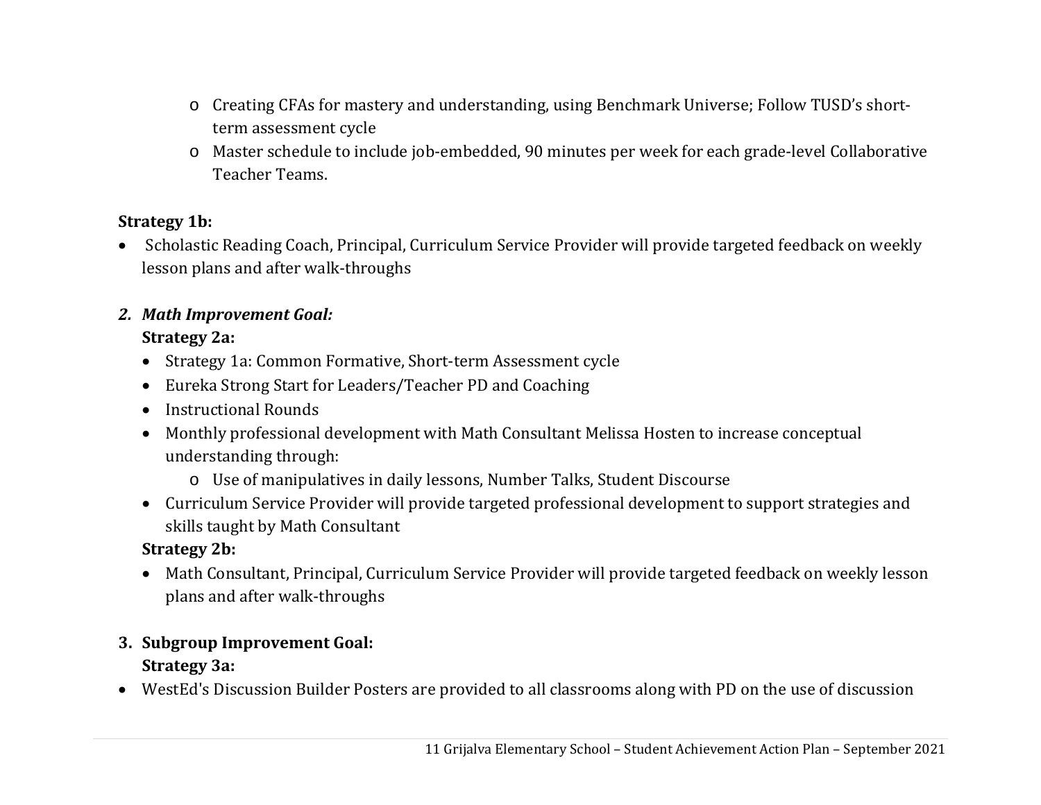- Creating CFAs for mastery and understanding, using Benchmark Universe; Follow TUSD's short-term assessment cycle
- Master schedule to include job-embedded, 90 minutes per week for each grade-level Collaborative Teacher Teams.

**Strategy 1b:**

- Scholastic Reading Coach, Principal, Curriculum Service Provider will provide targeted feedback on weekly lesson plans and after walk-throughs

2. ***Math Improvement Goal:***

   **Strategy 2a:**

   - Strategy 1a: Common Formative, Short-term Assessment cycle
   - Eureka Strong Start for Leaders/Teacher PD and Coaching
   - Instructional Rounds
   - Monthly professional development with Math Consultant Melissa Hosten to increase conceptual understanding through:
     - Use of manipulatives in daily lessons, Number Talks, Student Discourse
   - Curriculum Service Provider will provide targeted professional development to support strategies and skills taught by Math Consultant

   **Strategy 2b:**

   - Math Consultant, Principal, Curriculum Service Provider will provide targeted feedback on weekly lesson plans and after walk-throughs

3. **Subgroup Improvement Goal:**

   **Strategy 3a:**

- WestEd's Discussion Builder Posters are provided to all classrooms along with PD on the use of discussion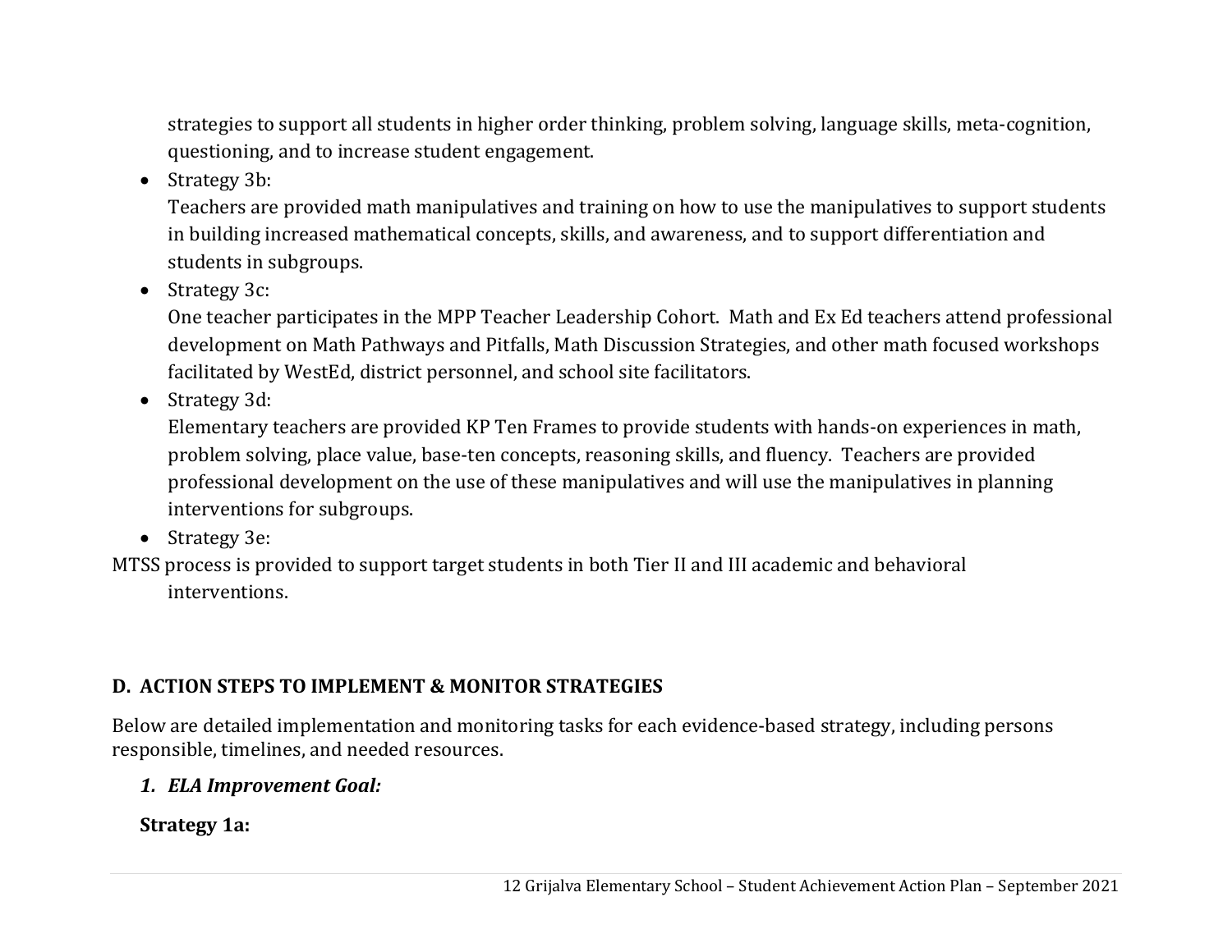strategies to support all students in higher order thinking, problem solving, language skills, meta-cognition, questioning, and to increase student engagement.

- Strategy 3b:
  Teachers are provided math manipulatives and training on how to use the manipulatives to support students in building increased mathematical concepts, skills, and awareness, and to support differentiation and students in subgroups.
- Strategy 3c:
  One teacher participates in the MPP Teacher Leadership Cohort. Math and Ex Ed teachers attend professional development on Math Pathways and Pitfalls, Math Discussion Strategies, and other math focused workshops facilitated by WestEd, district personnel, and school site facilitators.
- Strategy 3d:
  Elementary teachers are provided KP Ten Frames to provide students with hands-on experiences in math, problem solving, place value, base-ten concepts, reasoning skills, and fluency. Teachers are provided professional development on the use of these manipulatives and will use the manipulatives in planning interventions for subgroups.
- Strategy 3e:
  MTSS process is provided to support target students in both Tier II and III academic and behavioral interventions.

## D. ACTION STEPS TO IMPLEMENT & MONITOR STRATEGIES

Below are detailed implementation and monitoring tasks for each evidence-based strategy, including persons responsible, timelines, and needed resources.

### *1. ELA Improvement Goal:*

**Strategy 1a:**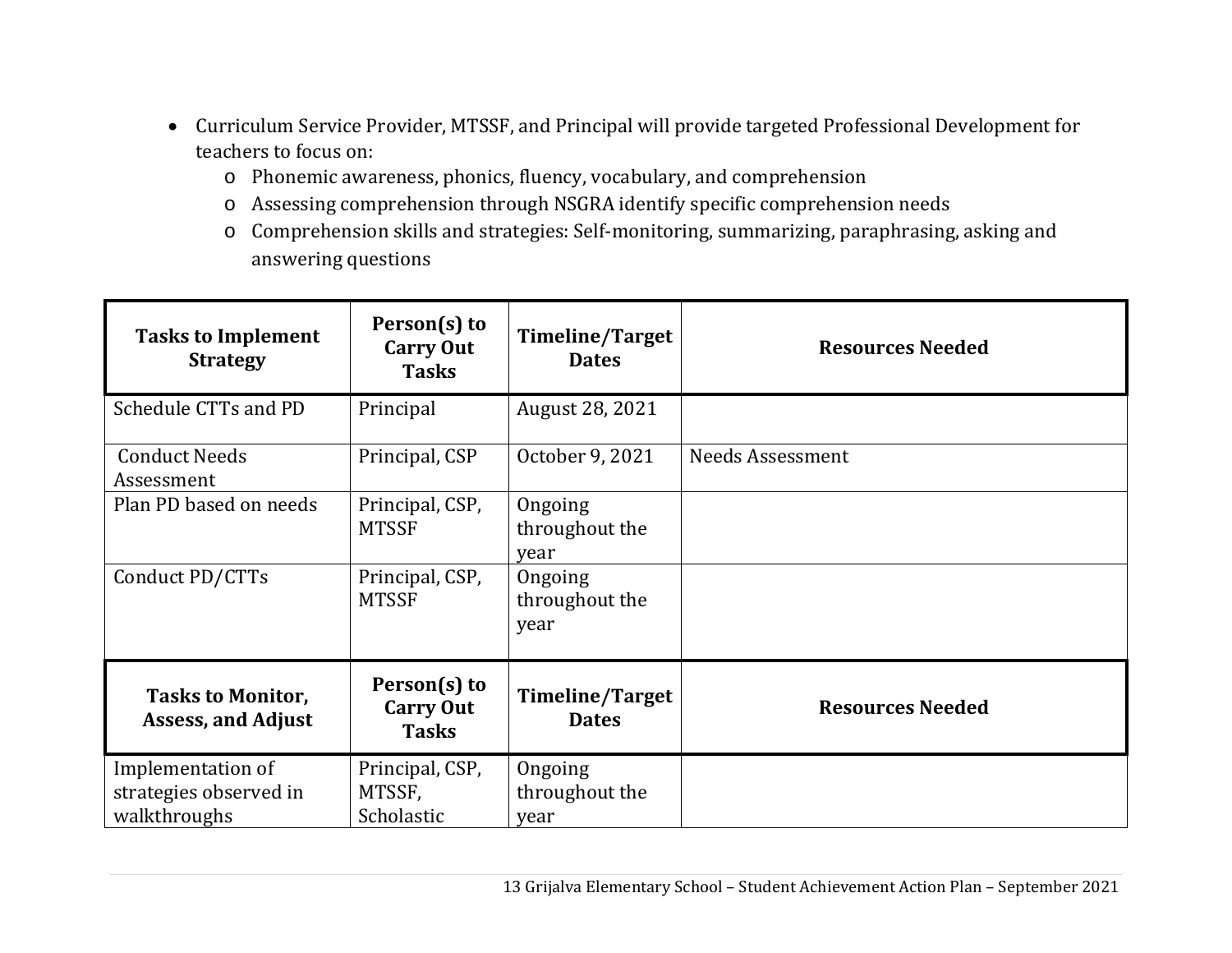- Curriculum Service Provider, MTSSF, and Principal will provide targeted Professional Development for teachers to focus on:
  - Phonemic awareness, phonics, fluency, vocabulary, and comprehension
  - Assessing comprehension through NSGRA identify specific comprehension needs
  - Comprehension skills and strategies: Self-monitoring, summarizing, paraphrasing, asking and answering questions

| Tasks to Implement Strategy | Person(s) to Carry Out Tasks | Timeline/Target Dates | Resources Needed |
|---|---|---|---|
| Schedule CTTs and PD | Principal | August 28, 2021 | |
| Conduct Needs Assessment | Principal, CSP | October 9, 2021 | Needs Assessment |
| Plan PD based on needs | Principal, CSP, MTSSF | Ongoing throughout the year | |
| Conduct PD/CTTs | Principal, CSP, MTSSF | Ongoing throughout the year | |

| Tasks to Monitor, Assess, and Adjust | Person(s) to Carry Out Tasks | Timeline/Target Dates | Resources Needed |
|---|---|---|---|
| Implementation of strategies observed in walkthroughs | Principal, CSP, MTSSF, Scholastic | Ongoing throughout the year | |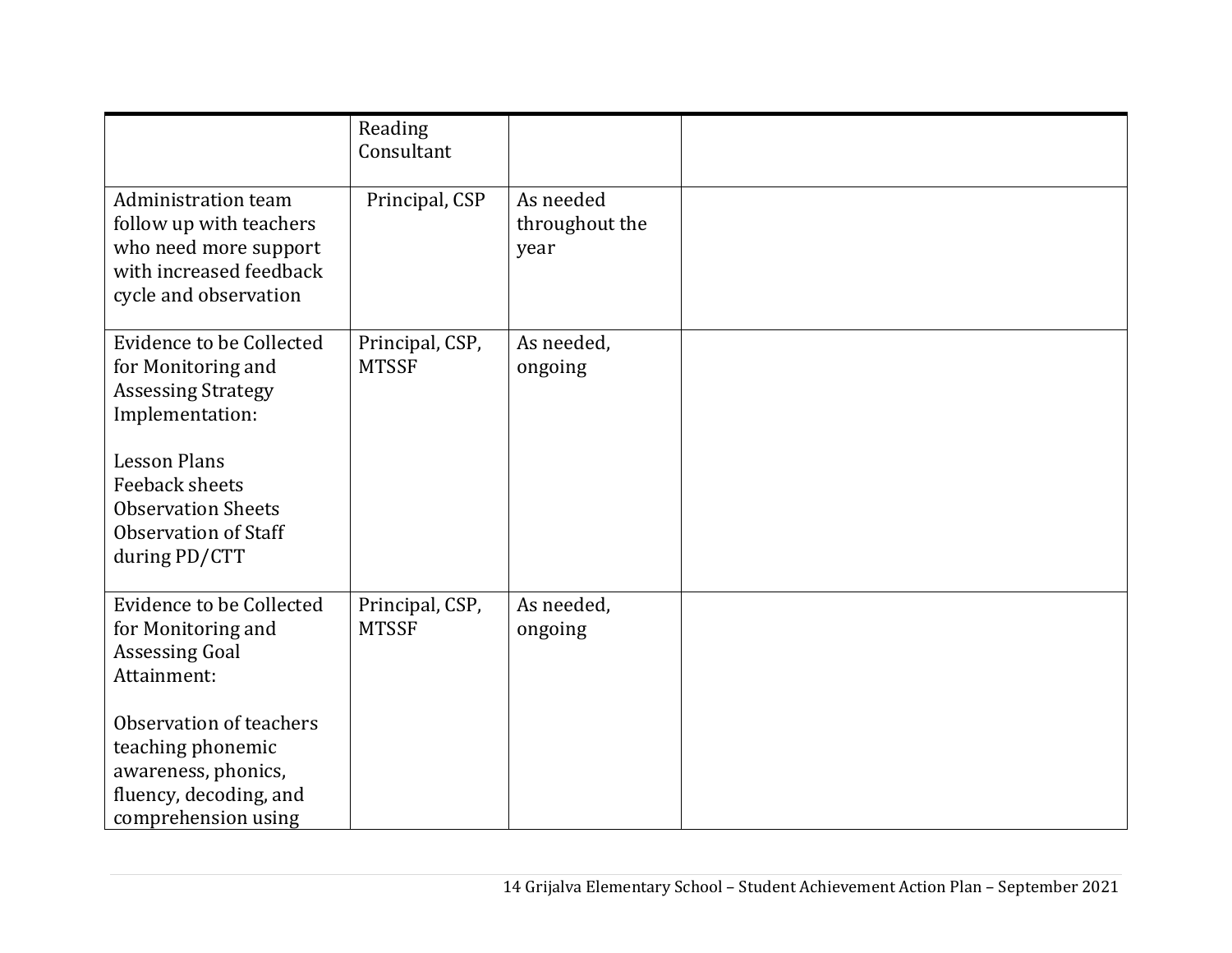| | | | |
|---|---|---|---|
| | Reading Consultant | | |
| Administration team follow up with teachers who need more support with increased feedback cycle and observation | Principal, CSP | As needed throughout the year | |
| Evidence to be Collected for Monitoring and Assessing Strategy Implementation:<br><br>Lesson Plans<br>Feeback sheets<br>Observation Sheets<br>Observation of Staff during PD/CTT | Principal, CSP, MTSSF | As needed, ongoing | |
| Evidence to be Collected for Monitoring and Assessing Goal Attainment:<br><br>Observation of teachers teaching phonemic awareness, phonics, fluency, decoding, and comprehension using | Principal, CSP, MTSSF | As needed, ongoing | |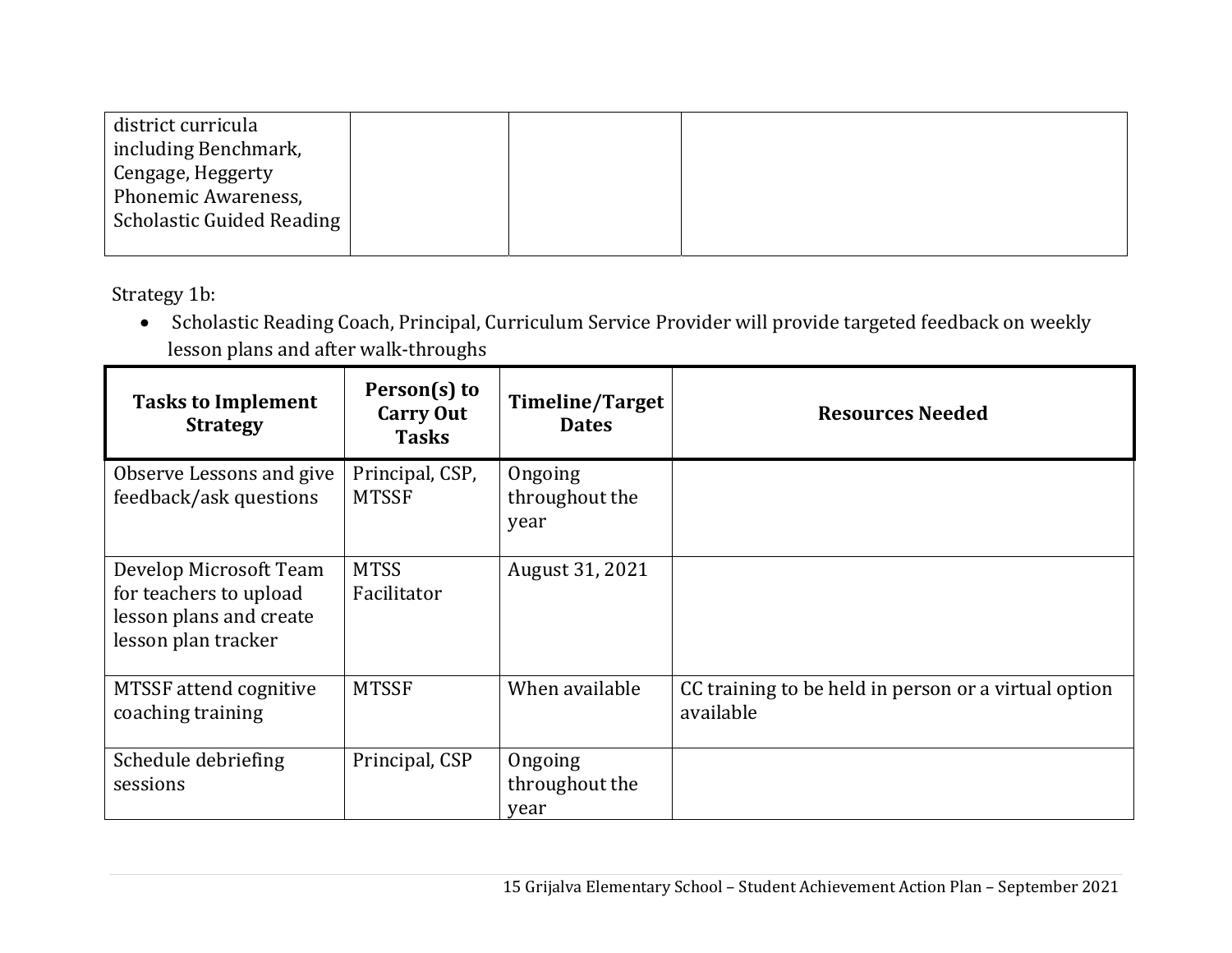| | | | |
|---|---|---|---|
| district curricula including Benchmark, Cengage, Heggerty Phonemic Awareness, Scholastic Guided Reading | | | |

Strategy 1b:

- Scholastic Reading Coach, Principal, Curriculum Service Provider will provide targeted feedback on weekly lesson plans and after walk-throughs

| Tasks to Implement Strategy | Person(s) to Carry Out Tasks | Timeline/Target Dates | Resources Needed |
|---|---|---|---|
| Observe Lessons and give feedback/ask questions | Principal, CSP, MTSSF | Ongoing throughout the year | |
| Develop Microsoft Team for teachers to upload lesson plans and create lesson plan tracker | MTSS Facilitator | August 31, 2021 | |
| MTSSF attend cognitive coaching training | MTSSF | When available | CC training to be held in person or a virtual option available |
| Schedule debriefing sessions | Principal, CSP | Ongoing throughout the year | |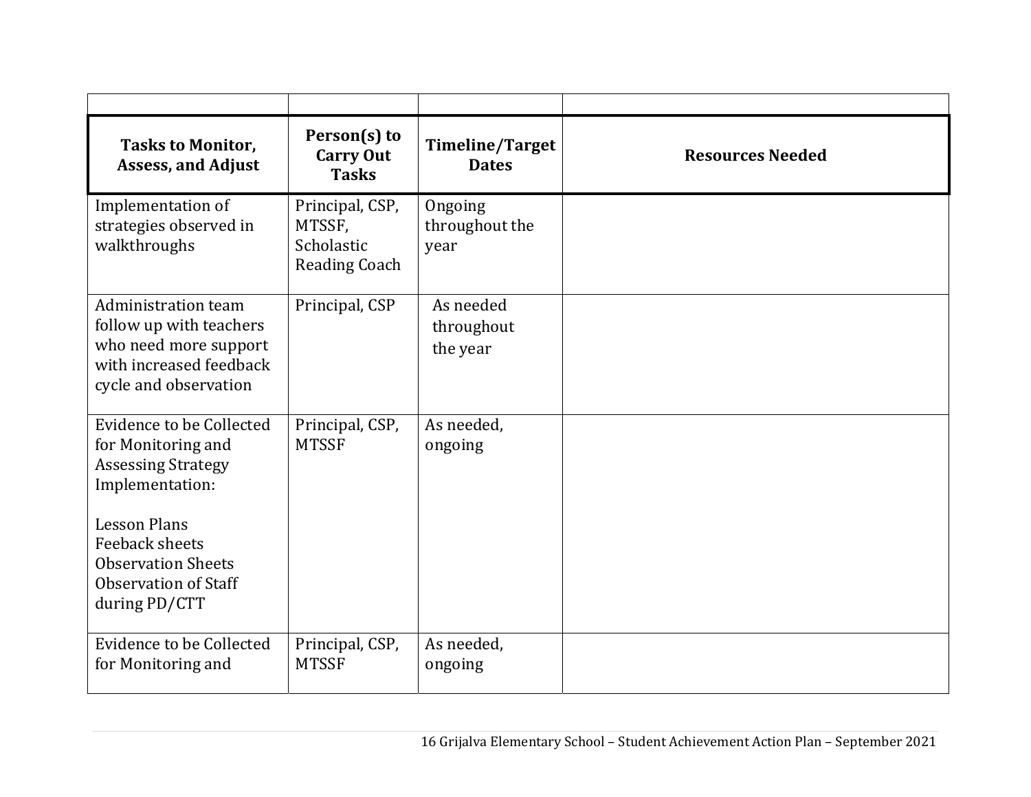| | | | |
|---|---|---|---|
| **Tasks to Monitor, Assess, and Adjust** | **Person(s) to Carry Out Tasks** | **Timeline/Target Dates** | **Resources Needed** |
| Implementation of strategies observed in walkthroughs | Principal, CSP, MTSSF, Scholastic Reading Coach | Ongoing throughout the year | |
| Administration team follow up with teachers who need more support with increased feedback cycle and observation | Principal, CSP | As needed throughout the year | |
| Evidence to be Collected for Monitoring and Assessing Strategy Implementation:<br><br>Lesson Plans<br>Feeback sheets<br>Observation Sheets<br>Observation of Staff during PD/CTT | Principal, CSP, MTSSF | As needed, ongoing | |
| Evidence to be Collected for Monitoring and | Principal, CSP, MTSSF | As needed, ongoing | |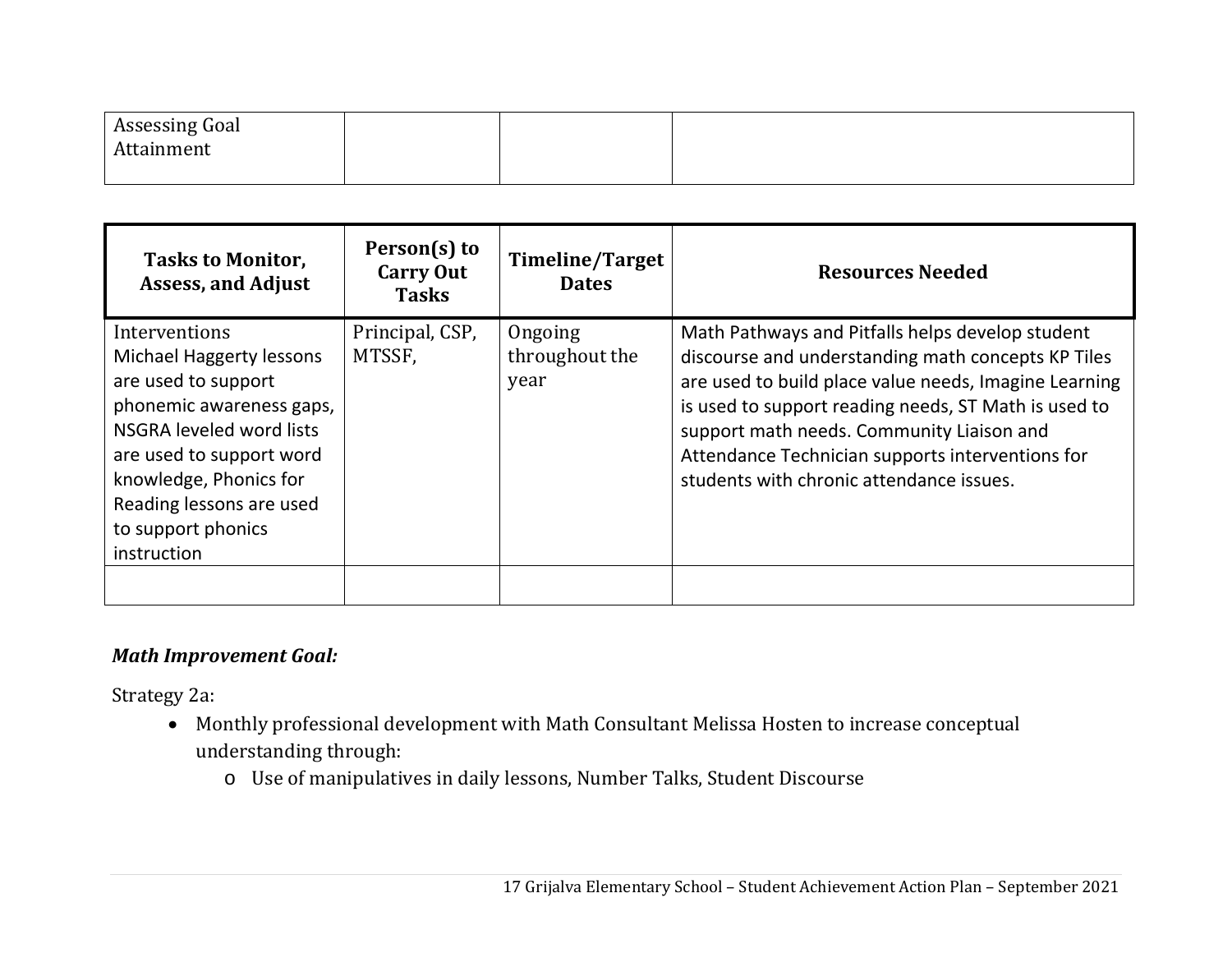| Assessing Goal Attainment | | | |
|---|---|---|---|

| Tasks to Monitor, Assess, and Adjust | Person(s) to Carry Out Tasks | Timeline/Target Dates | Resources Needed |
|---|---|---|---|
| Interventions Michael Haggerty lessons are used to support phonemic awareness gaps, NSGRA leveled word lists are used to support word knowledge, Phonics for Reading lessons are used to support phonics instruction | Principal, CSP, MTSSF, | Ongoing throughout the year | Math Pathways and Pitfalls helps develop student discourse and understanding math concepts KP Tiles are used to build place value needs, Imagine Learning is used to support reading needs, ST Math is used to support math needs. Community Liaison and Attendance Technician supports interventions for students with chronic attendance issues. |
| | | | |

***Math Improvement Goal:***

Strategy 2a:

- Monthly professional development with Math Consultant Melissa Hosten to increase conceptual understanding through:
  - Use of manipulatives in daily lessons, Number Talks, Student Discourse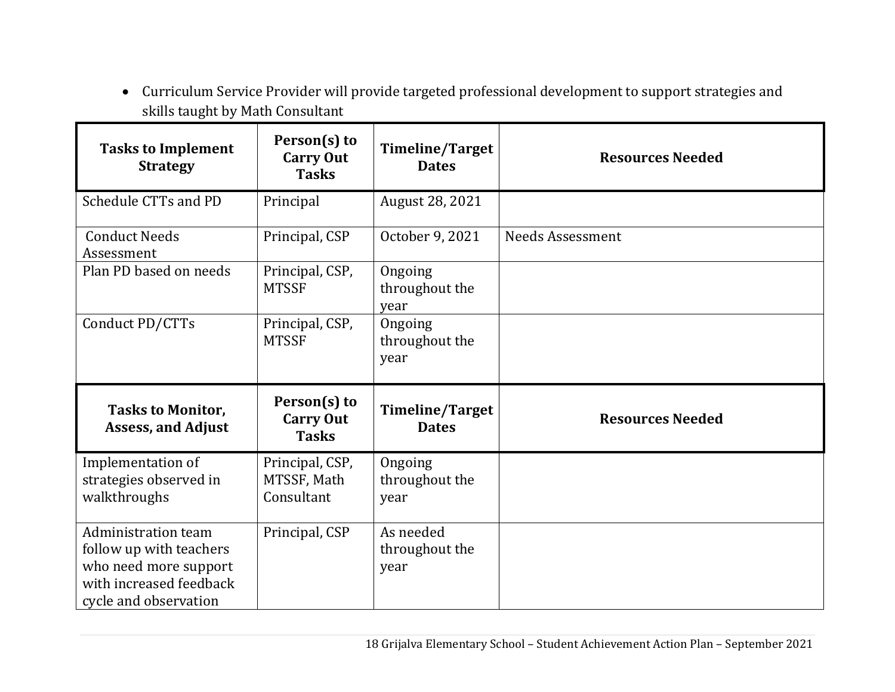- Curriculum Service Provider will provide targeted professional development to support strategies and skills taught by Math Consultant

| Tasks to Implement Strategy | Person(s) to Carry Out Tasks | Timeline/Target Dates | Resources Needed |
|---|---|---|---|
| Schedule CTTs and PD | Principal | August 28, 2021 | |
| Conduct Needs Assessment | Principal, CSP | October 9, 2021 | Needs Assessment |
| Plan PD based on needs | Principal, CSP, MTSSF | Ongoing throughout the year | |
| Conduct PD/CTTs | Principal, CSP, MTSSF | Ongoing throughout the year | |

| Tasks to Monitor, Assess, and Adjust | Person(s) to Carry Out Tasks | Timeline/Target Dates | Resources Needed |
|---|---|---|---|
| Implementation of strategies observed in walkthroughs | Principal, CSP, MTSSF, Math Consultant | Ongoing throughout the year | |
| Administration team follow up with teachers who need more support with increased feedback cycle and observation | Principal, CSP | As needed throughout the year | |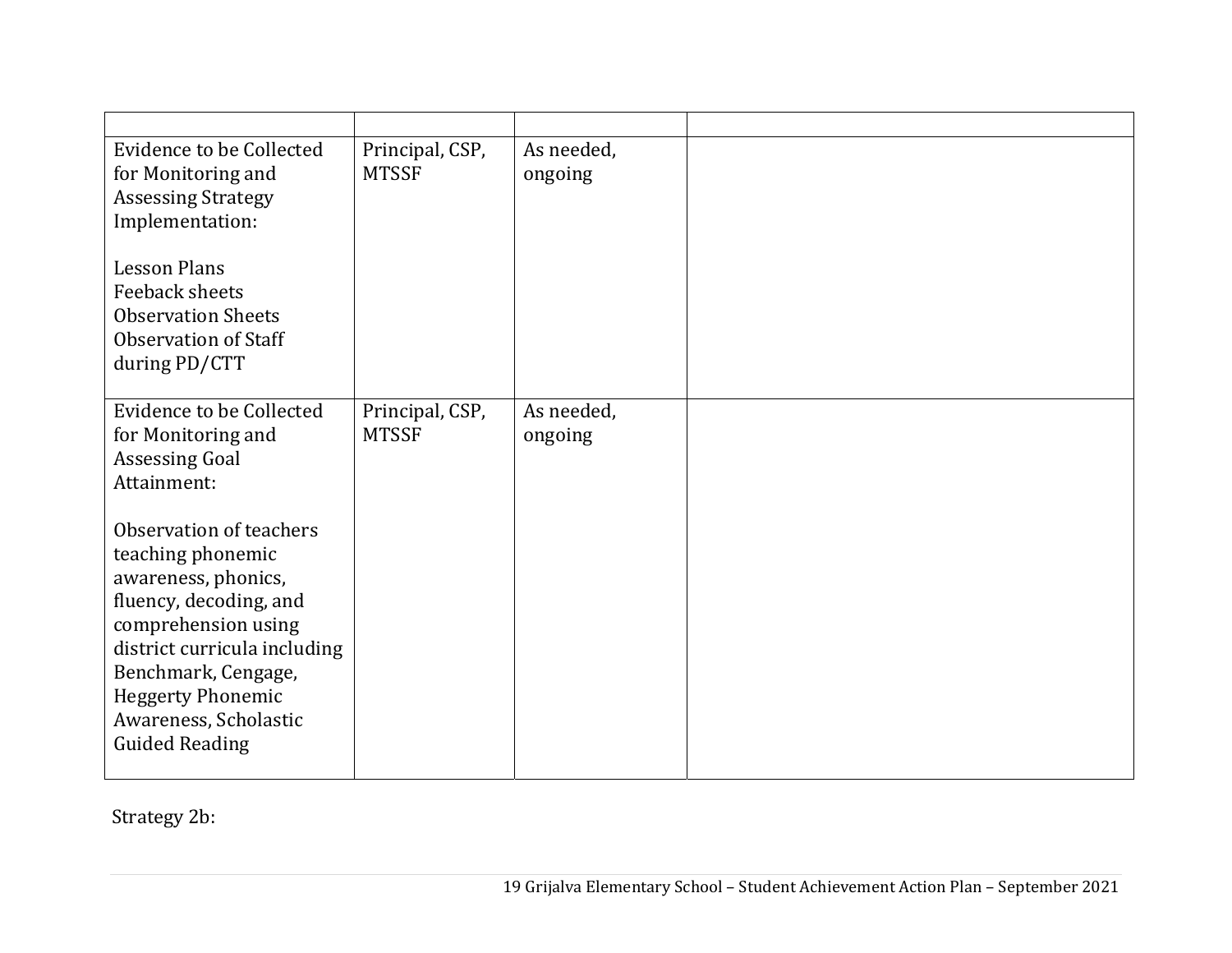| | | | |
|---|---|---|---|
| Evidence to be Collected for Monitoring and Assessing Strategy Implementation:<br><br>Lesson Plans<br>Feeback sheets<br>Observation Sheets<br>Observation of Staff during PD/CTT | Principal, CSP, MTSSF | As needed, ongoing | |
| Evidence to be Collected for Monitoring and Assessing Goal Attainment:<br><br>Observation of teachers teaching phonemic awareness, phonics, fluency, decoding, and comprehension using district curricula including Benchmark, Cengage, Heggerty Phonemic Awareness, Scholastic Guided Reading | Principal, CSP, MTSSF | As needed, ongoing | |

Strategy 2b: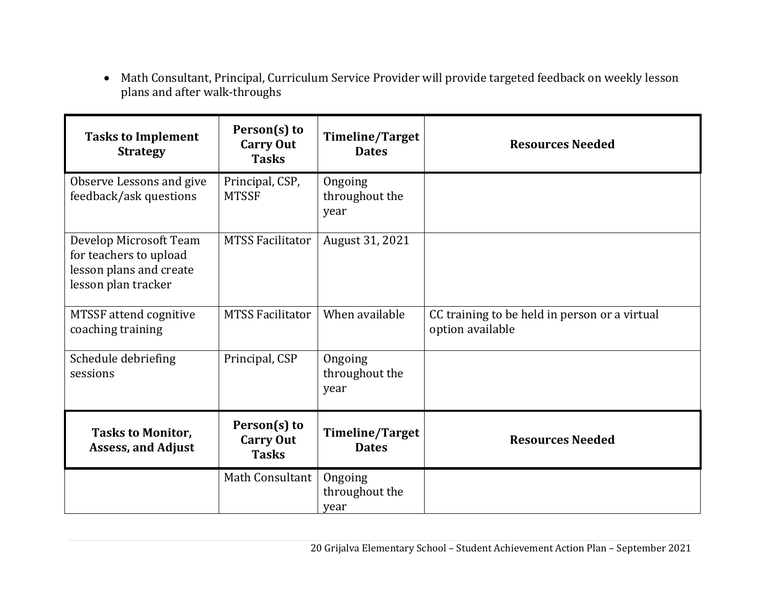- Math Consultant, Principal, Curriculum Service Provider will provide targeted feedback on weekly lesson plans and after walk-throughs

| Tasks to Implement Strategy | Person(s) to Carry Out Tasks | Timeline/Target Dates | Resources Needed |
| --- | --- | --- | --- |
| Observe Lessons and give feedback/ask questions | Principal, CSP, MTSSF | Ongoing throughout the year | |
| Develop Microsoft Team for teachers to upload lesson plans and create lesson plan tracker | MTSS Facilitator | August 31, 2021 | |
| MTSSF attend cognitive coaching training | MTSS Facilitator | When available | CC training to be held in person or a virtual option available |
| Schedule debriefing sessions | Principal, CSP | Ongoing throughout the year | |
| **Tasks to Monitor, Assess, and Adjust** | **Person(s) to Carry Out Tasks** | **Timeline/Target Dates** | **Resources Needed** |
| | Math Consultant | Ongoing throughout the year | |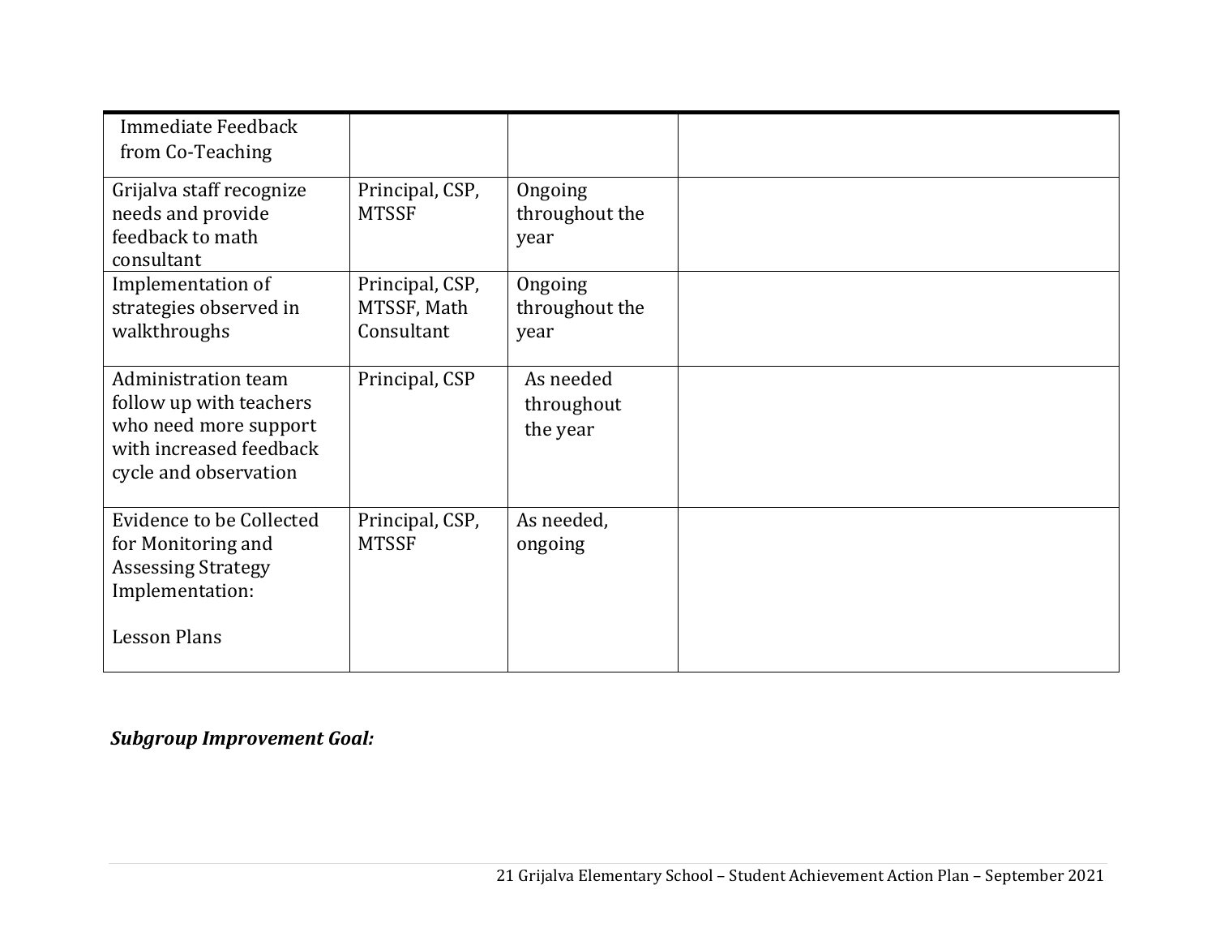| | | | |
|---|---|---|---|
| Immediate Feedback from Co-Teaching | | | |
| Grijalva staff recognize needs and provide feedback to math consultant | Principal, CSP, MTSSF | Ongoing throughout the year | |
| Implementation of strategies observed in walkthroughs | Principal, CSP, MTSSF, Math Consultant | Ongoing throughout the year | |
| Administration team follow up with teachers who need more support with increased feedback cycle and observation | Principal, CSP | As needed throughout the year | |
| Evidence to be Collected for Monitoring and Assessing Strategy Implementation:<br><br>Lesson Plans | Principal, CSP, MTSSF | As needed, ongoing | |

***Subgroup Improvement Goal:***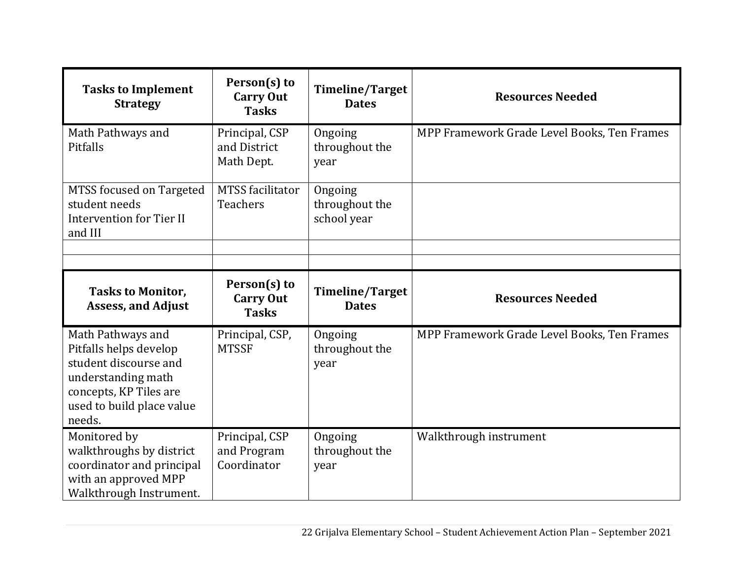| Tasks to Implement Strategy | Person(s) to Carry Out Tasks | Timeline/Target Dates | Resources Needed |
|---|---|---|---|
| Math Pathways and Pitfalls | Principal, CSP and District Math Dept. | Ongoing throughout the year | MPP Framework Grade Level Books, Ten Frames |
| MTSS focused on Targeted student needs Intervention for Tier II and III | MTSS facilitator Teachers | Ongoing throughout the school year | |
| | | | |
| | | | |

| Tasks to Monitor, Assess, and Adjust | Person(s) to Carry Out Tasks | Timeline/Target Dates | Resources Needed |
|---|---|---|---|
| Math Pathways and Pitfalls helps develop student discourse and understanding math concepts, KP Tiles are used to build place value needs. | Principal, CSP, MTSSF | Ongoing throughout the year | MPP Framework Grade Level Books, Ten Frames |
| Monitored by walkthroughs by district coordinator and principal with an approved MPP Walkthrough Instrument. | Principal, CSP and Program Coordinator | Ongoing throughout the year | Walkthrough instrument |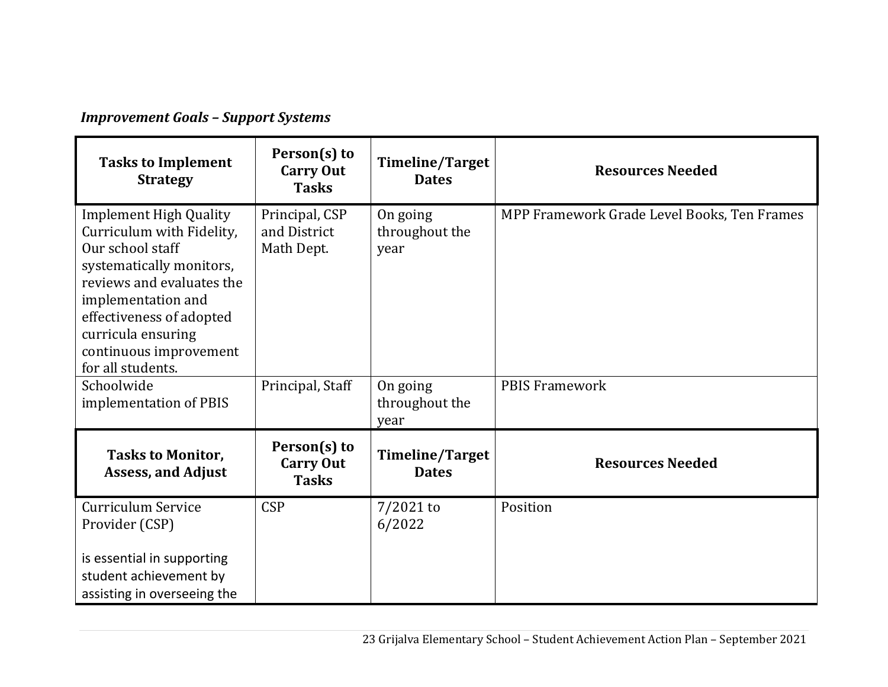***Improvement Goals – Support Systems***

| Tasks to Implement Strategy | Person(s) to Carry Out Tasks | Timeline/Target Dates | Resources Needed |
|---|---|---|---|
| Implement High Quality Curriculum with Fidelity, Our school staff systematically monitors, reviews and evaluates the implementation and effectiveness of adopted curricula ensuring continuous improvement for all students. | Principal, CSP and District Math Dept. | On going throughout the year | MPP Framework Grade Level Books, Ten Frames |
| Schoolwide implementation of PBIS | Principal, Staff | On going throughout the year | PBIS Framework |
| **Tasks to Monitor, Assess, and Adjust** | **Person(s) to Carry Out Tasks** | **Timeline/Target Dates** | **Resources Needed** |
| Curriculum Service Provider (CSP)<br><br>is essential in supporting student achievement by assisting in overseeing the | CSP | 7/2021 to 6/2022 | Position |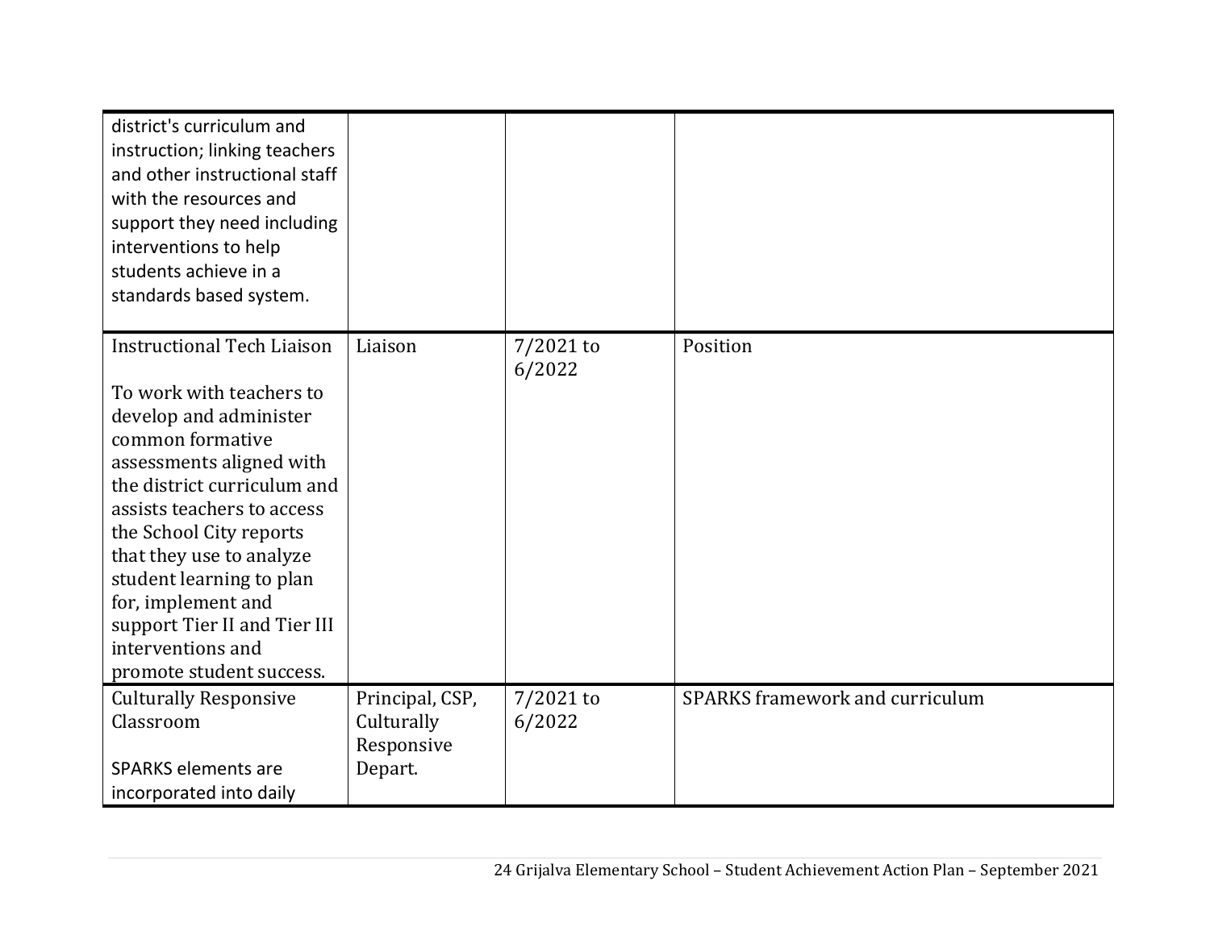| | | | |
|---|---|---|---|
| district's curriculum and instruction; linking teachers and other instructional staff with the resources and support they need including interventions to help students achieve in a standards based system. | | | |
| Instructional Tech Liaison<br><br>To work with teachers to develop and administer common formative assessments aligned with the district curriculum and assists teachers to access the School City reports that they use to analyze student learning to plan for, implement and support Tier II and Tier III interventions and promote student success. | Liaison | 7/2021 to 6/2022 | Position |
| Culturally Responsive Classroom<br><br>SPARKS elements are incorporated into daily | Principal, CSP, Culturally Responsive Depart. | 7/2021 to 6/2022 | SPARKS framework and curriculum |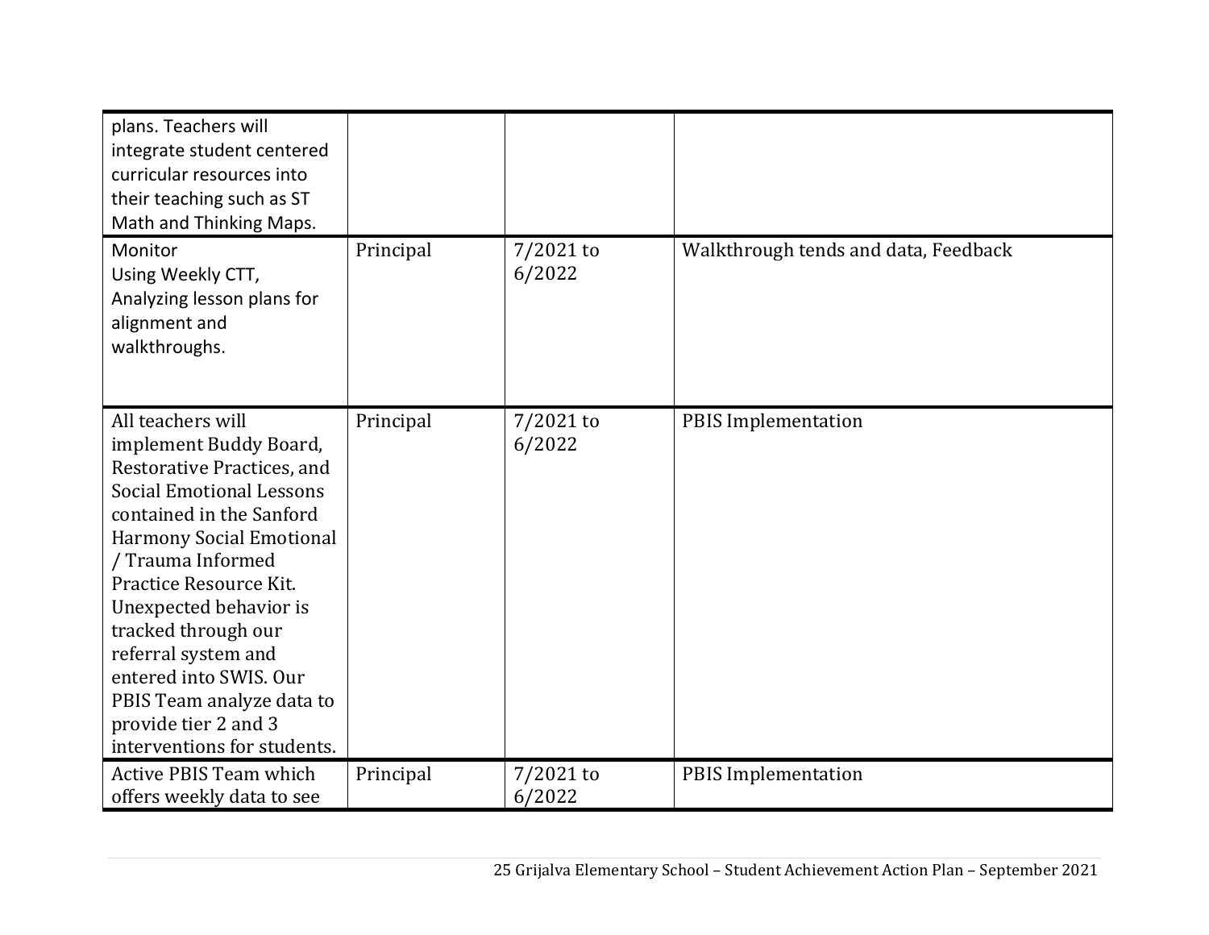| | | | |
|---|---|---|---|
| plans. Teachers will integrate student centered curricular resources into their teaching such as ST Math and Thinking Maps. | | | |
| Monitor<br>Using Weekly CTT, Analyzing lesson plans for alignment and walkthroughs. | Principal | 7/2021 to 6/2022 | Walkthrough tends and data, Feedback |
| All teachers will implement Buddy Board, Restorative Practices, and Social Emotional Lessons contained in the Sanford Harmony Social Emotional / Trauma Informed Practice Resource Kit. Unexpected behavior is tracked through our referral system and entered into SWIS. Our PBIS Team analyze data to provide tier 2 and 3 interventions for students. | Principal | 7/2021 to 6/2022 | PBIS Implementation |
| Active PBIS Team which offers weekly data to see | Principal | 7/2021 to 6/2022 | PBIS Implementation |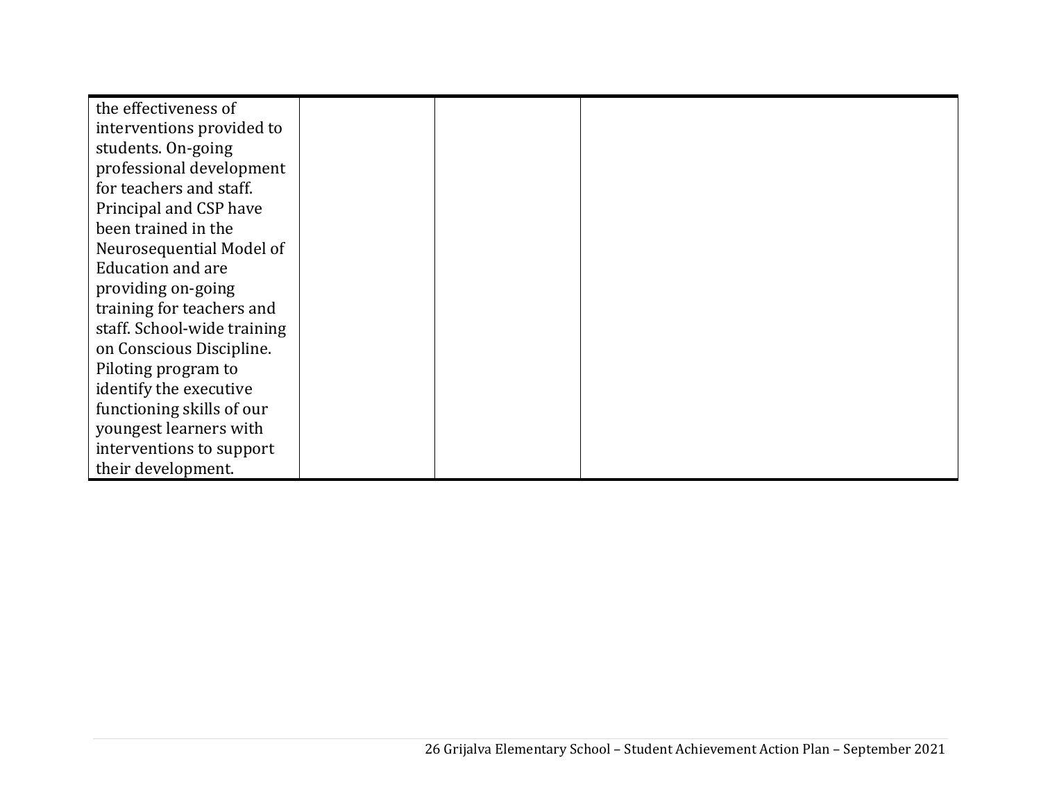| | | | |
|---|---|---|---|
| the effectiveness of interventions provided to students. On-going professional development for teachers and staff. Principal and CSP have been trained in the Neurosequential Model of Education and are providing on-going training for teachers and staff. School-wide training on Conscious Discipline. Piloting program to identify the executive functioning skills of our youngest learners with interventions to support their development. | | | |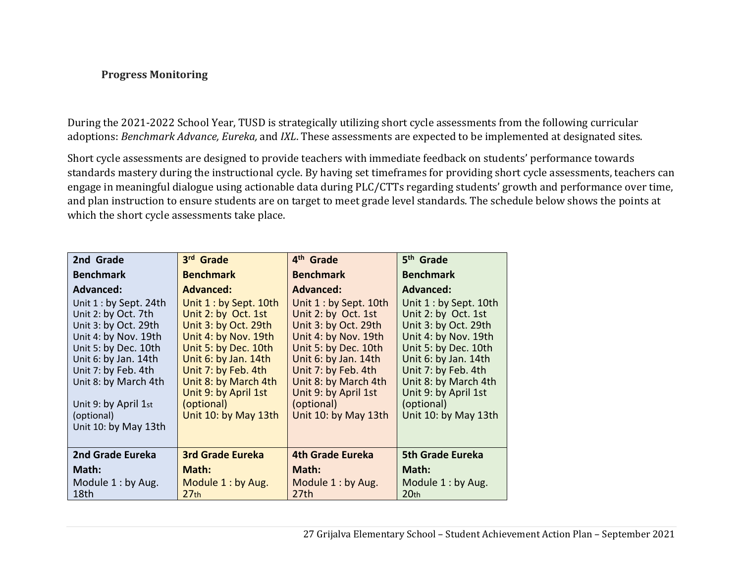**Progress Monitoring**

During the 2021-2022 School Year, TUSD is strategically utilizing short cycle assessments from the following curricular adoptions: *Benchmark Advance, Eureka,* and *IXL*. These assessments are expected to be implemented at designated sites.

Short cycle assessments are designed to provide teachers with immediate feedback on students' performance towards standards mastery during the instructional cycle. By having set timeframes for providing short cycle assessments, teachers can engage in meaningful dialogue using actionable data during PLC/CTTs regarding students' growth and performance over time, and plan instruction to ensure students are on target to meet grade level standards. The schedule below shows the points at which the short cycle assessments take place.

| **2nd Grade Benchmark Advanced:** | **3rd Grade Benchmark Advanced:** | **4th Grade Benchmark Advanced:** | **5th Grade Benchmark Advanced:** |
|---|---|---|---|
| Unit 1 : by Sept. 24th<br>Unit 2: by Oct. 7th<br>Unit 3: by Oct. 29th<br>Unit 4: by Nov. 19th<br>Unit 5: by Dec. 10th<br>Unit 6: by Jan. 14th<br>Unit 7: by Feb. 4th<br>Unit 8: by March 4th<br>Unit 9: by April 1st (optional)<br>Unit 10: by May 13th | Unit 1 : by Sept. 10th<br>Unit 2: by Oct. 1st<br>Unit 3: by Oct. 29th<br>Unit 4: by Nov. 19th<br>Unit 5: by Dec. 10th<br>Unit 6: by Jan. 14th<br>Unit 7: by Feb. 4th<br>Unit 8: by March 4th<br>Unit 9: by April 1st (optional)<br>Unit 10: by May 13th | Unit 1 : by Sept. 10th<br>Unit 2: by Oct. 1st<br>Unit 3: by Oct. 29th<br>Unit 4: by Nov. 19th<br>Unit 5: by Dec. 10th<br>Unit 6: by Jan. 14th<br>Unit 7: by Feb. 4th<br>Unit 8: by March 4th<br>Unit 9: by April 1st (optional)<br>Unit 10: by May 13th | Unit 1 : by Sept. 10th<br>Unit 2: by Oct. 1st<br>Unit 3: by Oct. 29th<br>Unit 4: by Nov. 19th<br>Unit 5: by Dec. 10th<br>Unit 6: by Jan. 14th<br>Unit 7: by Feb. 4th<br>Unit 8: by March 4th<br>Unit 9: by April 1st (optional)<br>Unit 10: by May 13th |
| **2nd Grade Eureka Math:** | **3rd Grade Eureka Math:** | **4th Grade Eureka Math:** | **5th Grade Eureka Math:** |
| Module 1 : by Aug. 18th | Module 1 : by Aug. 27th | Module 1 : by Aug. 27th | Module 1 : by Aug. 20th |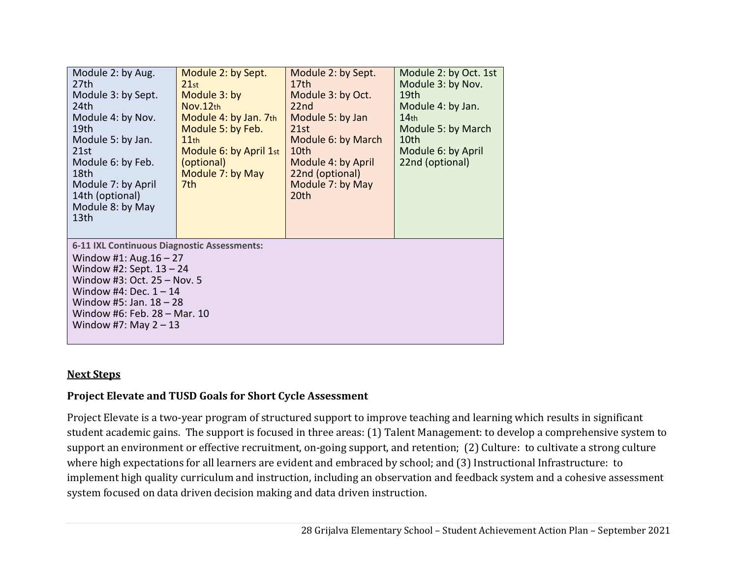| | | | |
|---|---|---|---|
| Module 2: by Aug. 27th<br>Module 3: by Sept. 24th<br>Module 4: by Nov. 19th<br>Module 5: by Jan. 21st<br>Module 6: by Feb. 18th<br>Module 7: by April 14th (optional)<br>Module 8: by May 13th | Module 2: by Sept. 21st<br>Module 3: by Nov.12th<br>Module 4: by Jan. 7th<br>Module 5: by Feb. 11th<br>Module 6: by April 1st (optional)<br>Module 7: by May 7th | Module 2: by Sept. 17th<br>Module 3: by Oct. 22nd<br>Module 5: by Jan 21st<br>Module 6: by March 10th<br>Module 4: by April 22nd (optional)<br>Module 7: by May 20th | Module 2: by Oct. 1st<br>Module 3: by Nov. 19th<br>Module 4: by Jan. 14th<br>Module 5: by March 10th<br>Module 6: by April 22nd (optional) |
| **6-11 IXL Continuous Diagnostic Assessments:**<br>Window #1: Aug.16 – 27<br>Window #2: Sept. 13 – 24<br>Window #3: Oct. 25 – Nov. 5<br>Window #4: Dec. 1 – 14<br>Window #5: Jan. 18 – 28<br>Window #6: Feb. 28 – Mar. 10<br>Window #7: May 2 – 13 | | | |

## Next Steps

### Project Elevate and TUSD Goals for Short Cycle Assessment

Project Elevate is a two-year program of structured support to improve teaching and learning which results in significant student academic gains. The support is focused in three areas: (1) Talent Management: to develop a comprehensive system to support an environment or effective recruitment, on-going support, and retention; (2) Culture: to cultivate a strong culture where high expectations for all learners are evident and embraced by school; and (3) Instructional Infrastructure: to implement high quality curriculum and instruction, including an observation and feedback system and a cohesive assessment system focused on data driven decision making and data driven instruction.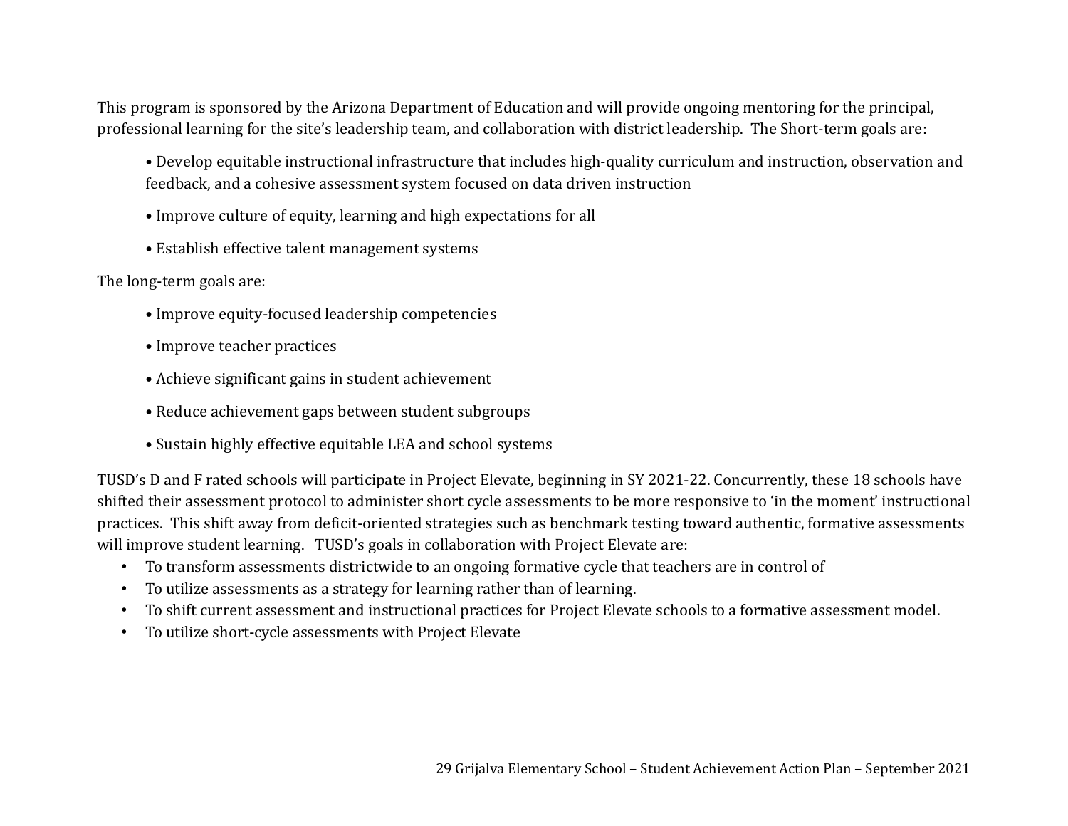This program is sponsored by the Arizona Department of Education and will provide ongoing mentoring for the principal, professional learning for the site's leadership team, and collaboration with district leadership. The Short-term goals are:

- Develop equitable instructional infrastructure that includes high-quality curriculum and instruction, observation and feedback, and a cohesive assessment system focused on data driven instruction
- Improve culture of equity, learning and high expectations for all
- Establish effective talent management systems

The long-term goals are:

- Improve equity-focused leadership competencies
- Improve teacher practices
- Achieve significant gains in student achievement
- Reduce achievement gaps between student subgroups
- Sustain highly effective equitable LEA and school systems

TUSD's D and F rated schools will participate in Project Elevate, beginning in SY 2021-22. Concurrently, these 18 schools have shifted their assessment protocol to administer short cycle assessments to be more responsive to 'in the moment' instructional practices. This shift away from deficit-oriented strategies such as benchmark testing toward authentic, formative assessments will improve student learning. TUSD's goals in collaboration with Project Elevate are:

- To transform assessments districtwide to an ongoing formative cycle that teachers are in control of
- To utilize assessments as a strategy for learning rather than of learning.
- To shift current assessment and instructional practices for Project Elevate schools to a formative assessment model.
- To utilize short-cycle assessments with Project Elevate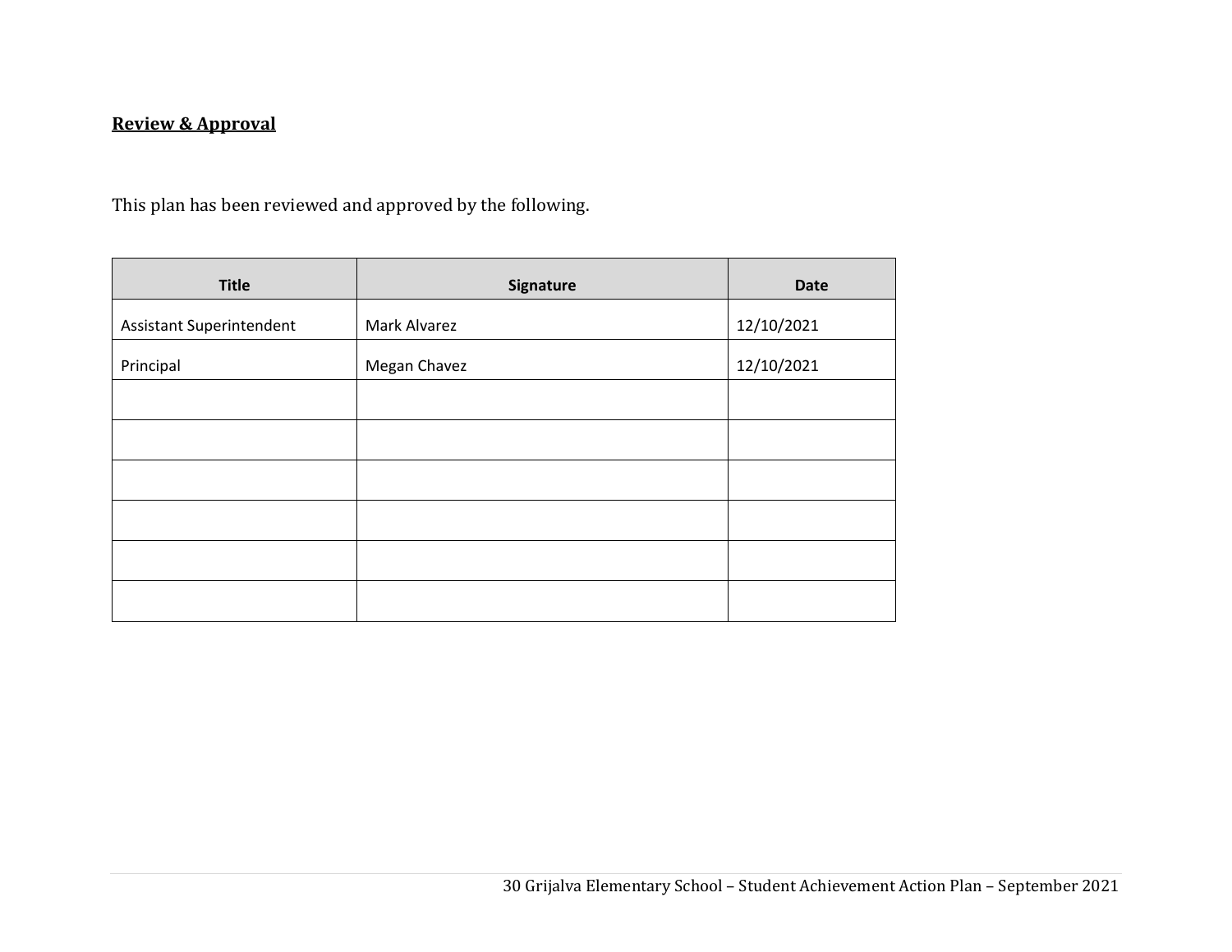**Review & Approval**

This plan has been reviewed and approved by the following.

| Title | Signature | Date |
|---|---|---|
| Assistant Superintendent | Mark Alvarez | 12/10/2021 |
| Principal | Megan Chavez | 12/10/2021 |
| | | |
| | | |
| | | |
| | | |
| | | |
| | | |